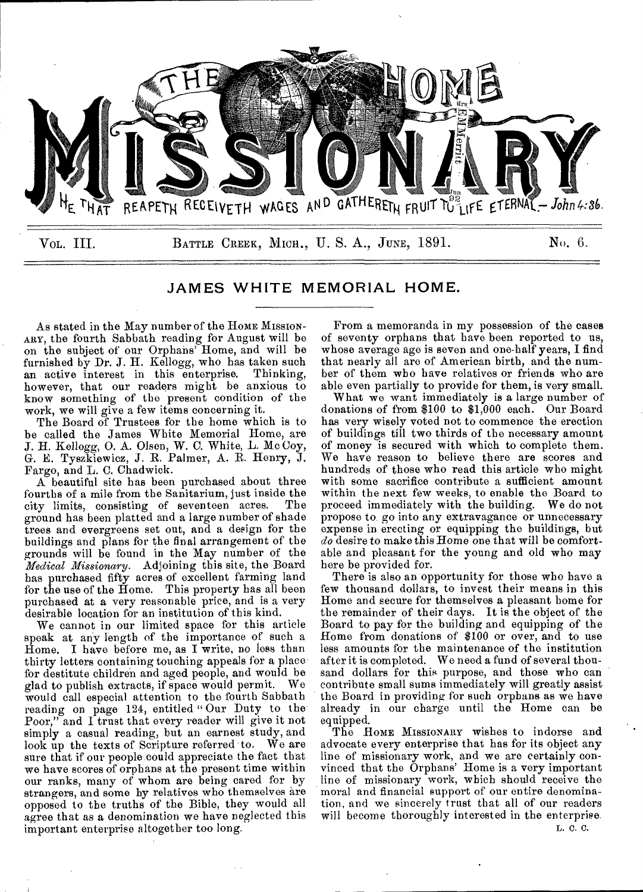# THE HOME MISSIONARY

HE THAT REAPETH RECEIVETH WAGES AND GATHERETH FRUIT UNTO LIFE ETERNAL.—*John 4:36.*

VOL. III. BATTLE CREEK, MICH., U. S. A., JUNE, 1891. No. 6.

## JAMES WHITE MEMORIAL HOME.

As stated in the May number of the HOME MISSIONARY, the fourth Sabbath reading for August will be on the subject of our Orphans' Home, and will be furnished by Dr. J. H. Kellogg, who has taken such an active interest in this enterprise. Thinking, however, that our readers might be anxious to know something of the present condition of the work, we will give a few items concerning it.

The Board of Trustees for the home which is to be called the James White Memorial Home, are J. H. Kellogg, O. A. Olsen, W. C. White, L. Mc Coy, G. E. Tyszkiewicz, J. R. Palmer, A. R. Henry, J. Fargo, and L. C. Chadwick.

A beautiful site has been purchased about three fourths of a mile from the Sanitarium, just inside the city limits, consisting of seventeen acres. The ground has been platted and a large number of shade trees and evergreens set out, and a design for the buildings and plans for the final arrangement of the grounds will be found in the May number of the *Medical Missionary*. Adjoining this site, the Board has purchased fifty acres of excellent farming land for the use of the Home. This property has all been purchased at a very reasonable price, and is a very desirable location for an institution of this kind.

We cannot in our limited space for this article speak at any length of the importance of such a Home. I have before me, as I write, no less than thirty letters containing touching appeals for a place for destitute children and aged people, and would be glad to publish extracts, if space would permit. We would call especial attention to the fourth Sabbath reading on page 124, entitled "Our Duty to the Poor," and I trust that every reader will give it not simply a casual reading, but an earnest study, and look up the texts of Scripture referred to. We are sure that if our people could appreciate the fact that we have scores of orphans at the present time within our ranks, many of whom are being cared for by strangers, and some by relatives who themselves are opposed to the truths of the Bible, they would all agree that as a denomination we have neglected this important enterprise altogether too long.

From a memoranda in my possession of the cases of seventy orphans that have been reported to us, whose average age is seven and one-half years, I find that nearly all are of American birth, and the number of them who have relatives or friends who are able even partially to provide for them, is very small.

What we want immediately is a large number of donations of from $100 to $1,000 each. Our Board has very wisely voted not to commence the erection of buildings till two thirds of the necessary amount of money is secured with which to complete them. We have reason to believe there are scores and hundreds of those who read this article who might with some sacrifice contribute a sufficient amount within the next few weeks, to enable the Board to proceed immediately with the building. We do not propose to go into any extravagance or unnecessary expense in erecting or equipping the buildings, but *do* desire to make this Home one that will be comfortable and pleasant for the young and old who may here be provided for.

There is also an opportunity for those who have a few thousand dollars, to invest their means in this Home and secure for themselves a pleasant home for the remainder of their days. It is the object of the Board to pay for the building and equipping of the Home from donations of $100 or over, and to use less amounts for the maintenance of the institution after it is completed. We need a fund of several thousand dollars for this purpose, and those who can contribute small sums immediately will greatly assist the Board in providing for such orphans as we have already in our charge until the Home can be equipped.

The HOME MISSIONARY wishes to indorse and advocate every enterprise that has for its object any line of missionary work, and we are certainly convinced that the Orphans' Home is a very important line of missionary work, which should receive the moral and financial support of our entire denomination, and we sincerely trust that all of our readers will become thoroughly interested in the enterprise.

L. C. C.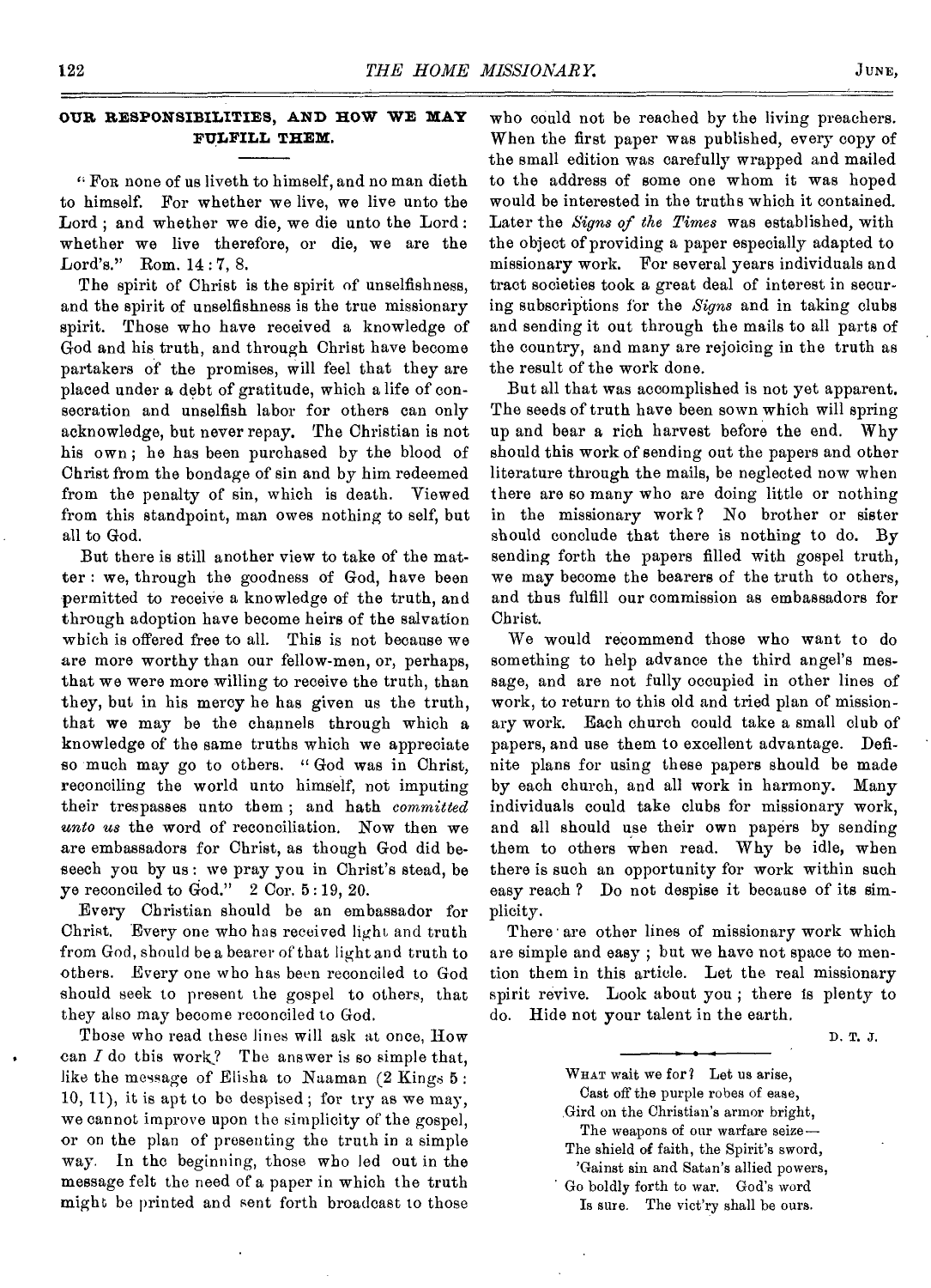## OUR RESPONSIBILITIES, AND HOW WE MAY FULFILL THEM.

"For none of us liveth to himself, and no man dieth to himself. For whether we live, we live unto the Lord; and whether we die, we die unto the Lord: whether we live therefore, or die, we are the Lord's." Rom. 14 : 7, 8.

The spirit of Christ is the spirit of unselfishness, and the spirit of unselfishness is the true missionary spirit. Those who have received a knowledge of God and his truth, and through Christ have become partakers of the promises, will feel that they are placed under a debt of gratitude, which a life of consecration and unselfish labor for others can only acknowledge, but never repay. The Christian is not his own; he has been purchased by the blood of Christ from the bondage of sin and by him redeemed from the penalty of sin, which is death. Viewed from this standpoint, man owes nothing to self, but all to God.

But there is still another view to take of the matter: we, through the goodness of God, have been permitted to receive a knowledge of the truth, and through adoption have become heirs of the salvation which is offered free to all. This is not because we are more worthy than our fellow-men, or, perhaps, that we were more willing to receive the truth, than they, but in his mercy he has given us the truth, that we may be the channels through which a knowledge of the same truths which we appreciate so much may go to others. "God was in Christ, reconciling the world unto himself, not imputing their trespasses unto them; and hath *committed unto us* the word of reconciliation. Now then we are embassadors for Christ, as though God did beseech you by us: we pray you in Christ's stead, be ye reconciled to God." 2 Cor. 5 : 19, 20.

Every Christian should be an embassador for Christ. Every one who has received light and truth from God, should be a bearer of that light and truth to others. Every one who has been reconciled to God should seek to present the gospel to others, that they also may become reconciled to God.

Those who read these lines will ask at once, How can *I* do this work? The answer is so simple that, like the message of Elisha to Naaman (2 Kings 5 : 10, 11), it is apt to be despised; for try as we may, we cannot improve upon the simplicity of the gospel, or on the plan of presenting the truth in a simple way. In the beginning, those who led out in the message felt the need of a paper in which the truth might be printed and sent forth broadcast to those who could not be reached by the living preachers. When the first paper was published, every copy of the small edition was carefully wrapped and mailed to the address of some one whom it was hoped would be interested in the truths which it contained. Later the *Signs of the Times* was established, with the object of providing a paper especially adapted to missionary work. For several years individuals and tract societies took a great deal of interest in securing subscriptions for the *Signs* and in taking clubs and sending it out through the mails to all parts of the country, and many are rejoicing in the truth as the result of the work done.

But all that was accomplished is not yet apparent. The seeds of truth have been sown which will spring up and bear a rich harvest before the end. Why should this work of sending out the papers and other literature through the mails, be neglected now when there are so many who are doing little or nothing in the missionary work? No brother or sister should conclude that there is nothing to do. By sending forth the papers filled with gospel truth, we may become the bearers of the truth to others, and thus fulfill our commission as embassadors for Christ.

We would recommend those who want to do something to help advance the third angel's message, and are not fully occupied in other lines of work, to return to this old and tried plan of missionary work. Each church could take a small club of papers, and use them to excellent advantage. Definite plans for using these papers should be made by each church, and all work in harmony. Many individuals could take clubs for missionary work, and all should use their own papers by sending them to others when read. Why be idle, when there is such an opportunity for work within such easy reach? Do not despise it because of its simplicity.

There are other lines of missionary work which are simple and easy; but we have not space to mention them in this article. Let the real missionary spirit revive. Look about you; there is plenty to do. Hide not your talent in the earth.

D. T. J.

---

What wait we for? Let us arise,  
Cast off the purple robes of ease,  
Gird on the Christian's armor bright,  
The weapons of our warfare seize—  
The shield of faith, the Spirit's sword,  
'Gainst sin and Satan's allied powers,  
Go boldly forth to war. God's word  
Is sure. The vict'ry shall be ours.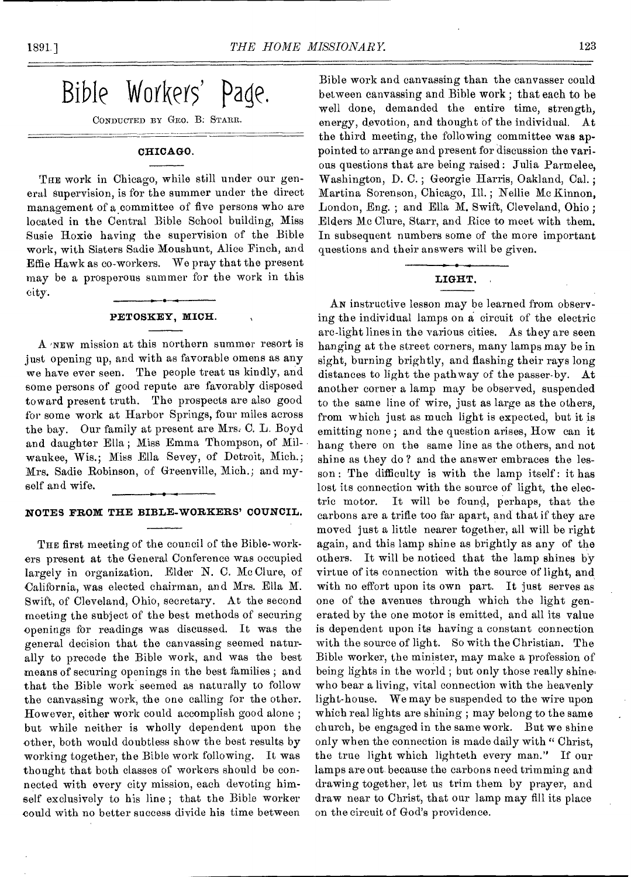# Bible Workers' Page.

CONDUCTED BY GEO. B. STARR.

## CHICAGO.

THE work in Chicago, while still under our general supervision, is for the summer under the direct management of a committee of five persons who are located in the Central Bible School building, Miss Susie Hoxie having the supervision of the Bible work, with Sisters Sadie Moushunt, Alice Finch, and Effie Hawk as co-workers. We pray that the present may be a prosperous summer for the work in this city.

## PETOSKEY, MICH.

A NEW mission at this northern summer resort is just opening up, and with as favorable omens as any we have ever seen. The people treat us kindly, and some persons of good repute are favorably disposed toward present truth. The prospects are also good for some work at Harbor Springs, four miles across the bay. Our family at present are Mrs. C. L. Boyd and daughter Ella; Miss Emma Thompson, of Milwaukee, Wis.; Miss Ella Sevey, of Detroit, Mich.; Mrs. Sadie Robinson, of Greenville, Mich.; and myself and wife.

## NOTES FROM THE BIBLE-WORKERS' COUNCIL.

THE first meeting of the council of the Bible-workers present at the General Conference was occupied largely in organization. Elder N. C. Mc Clure, of California, was elected chairman, and Mrs. Ella M. Swift, of Cleveland, Ohio, secretary. At the second meeting the subject of the best methods of securing openings for readings was discussed. It was the general decision that the canvassing seemed naturally to precede the Bible work, and was the best means of securing openings in the best families; and that the Bible work seemed as naturally to follow the canvassing work, the one calling for the other. However, either work could accomplish good alone; but while neither is wholly dependent upon the other, both would doubtless show the best results by working together, the Bible work following. It was thought that both classes of workers should be connected with every city mission, each devoting himself exclusively to his line; that the Bible worker could with no better success divide his time between Bible work and canvassing than the canvasser could between canvassing and Bible work; that each to be well done, demanded the entire time, strength, energy, devotion, and thought of the individual. At the third meeting, the following committee was appointed to arrange and present for discussion the various questions that are being raised: Julia Parmelee, Washington, D. C.; Georgie Harris, Oakland, Cal.; Martina Sorenson, Chicago, Ill.; Nellie Mc Kinnon, London, Eng.; and Ella M. Swift, Cleveland, Ohio; Elders Mc Clure, Starr, and Rice to meet with them. In subsequent numbers some of the more important questions and their answers will be given.

## LIGHT.

AN instructive lesson may be learned from observing the individual lamps on a circuit of the electric arc-light lines in the various cities. As they are seen hanging at the street corners, many lamps may be in sight, burning brightly, and flashing their rays long distances to light the pathway of the passer-by. At another corner a lamp may be observed, suspended to the same line of wire, just as large as the others, from which just as much light is expected, but it is emitting none; and the question arises, How can it hang there on the same line as the others, and not shine as they do? and the answer embraces the lesson: The difficulty is with the lamp itself: it has lost its connection with the source of light, the electric motor. It will be found, perhaps, that the carbons are a trifle too far apart, and that if they are moved just a little nearer together, all will be right again, and this lamp shine as brightly as any of the others. It will be noticed that the lamp shines by virtue of its connection with the source of light, and with no effort upon its own part. It just serves as one of the avenues through which the light generated by the one motor is emitted, and all its value is dependent upon its having a constant connection with the source of light. So with the Christian. The Bible worker, the minister, may make a profession of being lights in the world; but only those really shine who bear a living, vital connection with the heavenly light-house. We may be suspended to the wire upon which real lights are shining; may belong to the same church, be engaged in the same work. But we shine only when the connection is made daily with "Christ, the true light which lighteth every man." If our lamps are out because the carbons need trimming and drawing together, let us trim them by prayer, and draw near to Christ, that our lamp may fill its place on the circuit of God's providence.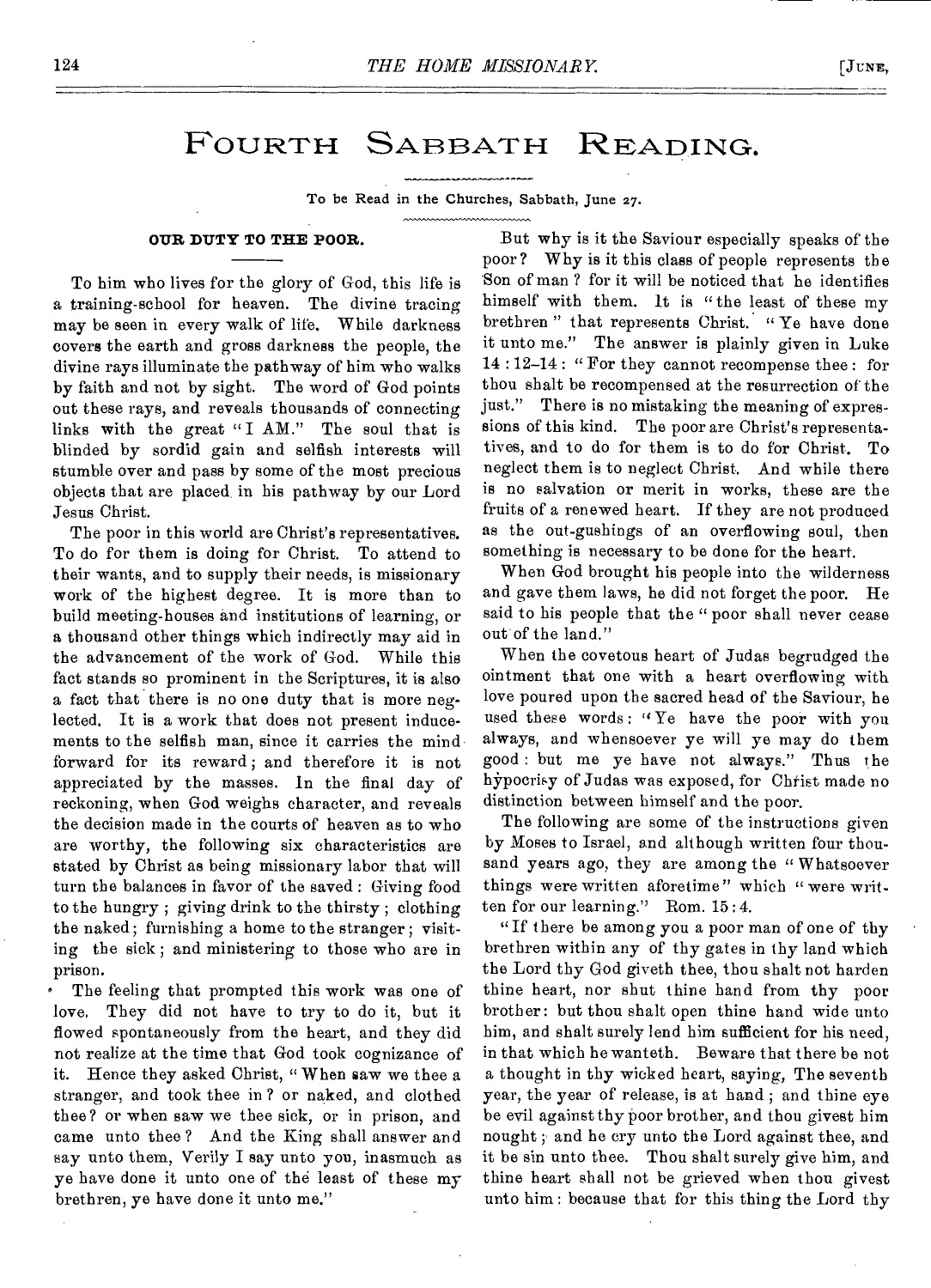# FOURTH SABBATH READING.

To be Read in the Churches, Sabbath, June 27.

### OUR DUTY TO THE POOR.

To him who lives for the glory of God, this life is a training-school for heaven. The divine tracing may be seen in every walk of life. While darkness covers the earth and gross darkness the people, the divine rays illuminate the pathway of him who walks by faith and not by sight. The word of God points out these rays, and reveals thousands of connecting links with the great "I AM." The soul that is blinded by sordid gain and selfish interests will stumble over and pass by some of the most precious objects that are placed in his pathway by our Lord Jesus Christ.

The poor in this world are Christ's representatives. To do for them is doing for Christ. To attend to their wants, and to supply their needs, is missionary work of the highest degree. It is more than to build meeting-houses and institutions of learning, or a thousand other things which indirectly may aid in the advancement of the work of God. While this fact stands so prominent in the Scriptures, it is also a fact that there is no one duty that is more neglected. It is a work that does not present inducements to the selfish man, since it carries the mind forward for its reward; and therefore it is not appreciated by the masses. In the final day of reckoning, when God weighs character, and reveals the decision made in the courts of heaven as to who are worthy, the following six characteristics are stated by Christ as being missionary labor that will turn the balances in favor of the saved: Giving food to the hungry; giving drink to the thirsty; clothing the naked; furnishing a home to the stranger; visiting the sick; and ministering to those who are in prison.

The feeling that prompted this work was one of love. They did not have to try to do it, but it flowed spontaneously from the heart, and they did not realize at the time that God took cognizance of it. Hence they asked Christ, "When saw we thee a stranger, and took thee in? or naked, and clothed thee? or when saw we thee sick, or in prison, and came unto thee? And the King shall answer and say unto them, Verily I say unto you, inasmuch as ye have done it unto one of the least of these my brethren, ye have done it unto me."

But why is it the Saviour especially speaks of the poor? Why is it this class of people represents the Son of man? for it will be noticed that he identifies himself with them. It is "the least of these my brethren" that represents Christ. "Ye have done it unto me." The answer is plainly given in Luke 14:12–14: "For they cannot recompense thee: for thou shalt be recompensed at the resurrection of the just." There is no mistaking the meaning of expressions of this kind. The poor are Christ's representatives, and to do for them is to do for Christ. To neglect them is to neglect Christ. And while there is no salvation or merit in works, these are the fruits of a renewed heart. If they are not produced as the out-gushings of an overflowing soul, then something is necessary to be done for the heart.

When God brought his people into the wilderness and gave them laws, he did not forget the poor. He said to his people that the "poor shall never cease out of the land."

When the covetous heart of Judas begrudged the ointment that one with a heart overflowing with love poured upon the sacred head of the Saviour, he used these words: "Ye have the poor with you always, and whensoever ye will ye may do them good: but me ye have not always." Thus the hypocrisy of Judas was exposed, for Christ made no distinction between himself and the poor.

The following are some of the instructions given by Moses to Israel, and although written four thousand years ago, they are among the "Whatsoever things were written aforetime" which "were written for our learning." Rom. 15:4.

"If there be among you a poor man of one of thy brethren within any of thy gates in thy land which the Lord thy God giveth thee, thou shalt not harden thine heart, nor shut thine hand from thy poor brother: but thou shalt open thine hand wide unto him, and shalt surely lend him sufficient for his need, in that which he wanteth. Beware that there be not a thought in thy wicked heart, saying, The seventh year, the year of release, is at hand; and thine eye be evil against thy poor brother, and thou givest him nought; and he cry unto the Lord against thee, and it be sin unto thee. Thou shalt surely give him, and thine heart shall not be grieved when thou givest unto him: because that for this thing the Lord thy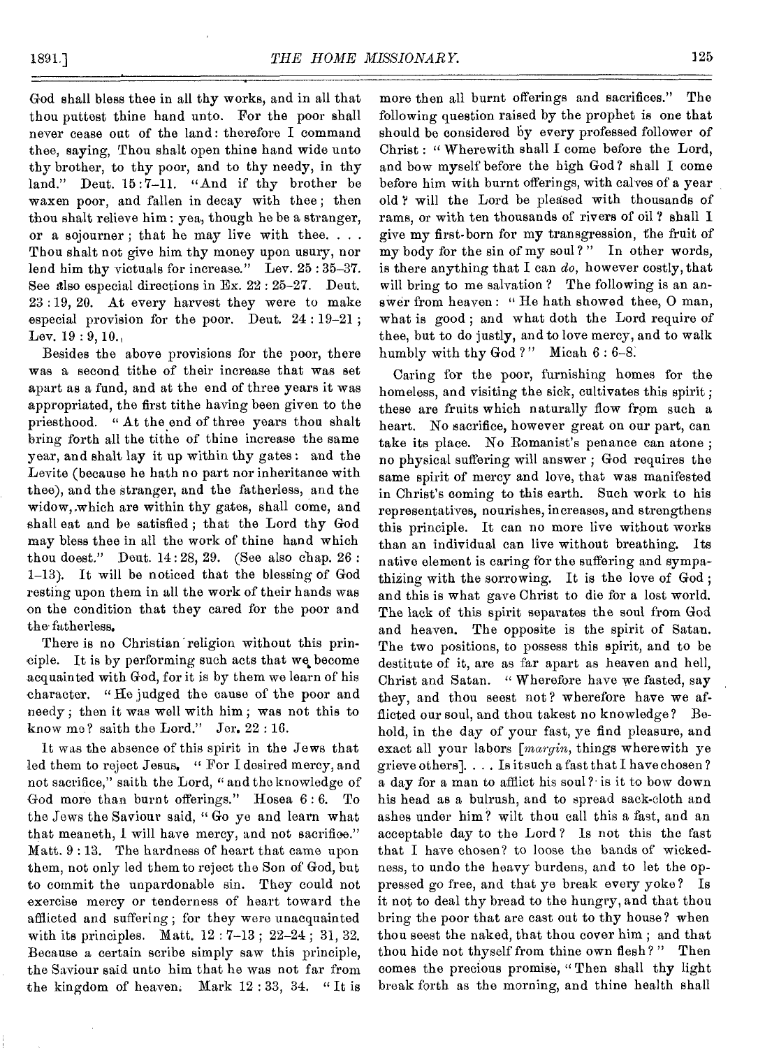God shall bless thee in all thy works, and in all that thou puttest thine hand unto. For the poor shall never cease out of the land: therefore I command thee, saying, Thou shalt open thine hand wide unto thy brother, to thy poor, and to thy needy, in thy land." Deut. 15:7-11. "And if thy brother be waxen poor, and fallen in decay with thee; then thou shalt relieve him: yea, though he be a stranger, or a sojourner; that he may live with thee. . . . Thou shalt not give him thy money upon usury, nor lend him thy victuals for increase." Lev. 25:35-37. See also especial directions in Ex. 22:25-27. Deut. 23:19, 20. At every harvest they were to make especial provision for the poor. Deut. 24:19-21; Lev. 19:9, 10.

Besides the above provisions for the poor, there was a second tithe of their increase that was set apart as a fund, and at the end of three years it was appropriated, the first tithe having been given to the priesthood. "At the end of three years thou shalt bring forth all the tithe of thine increase the same year, and shalt lay it up within thy gates: and the Levite (because he hath no part nor inheritance with thee), and the stranger, and the fatherless, and the widow, which are within thy gates, shall come, and shall eat and be satisfied; that the Lord thy God may bless thee in all the work of thine hand which thou doest." Deut. 14:28, 29. (See also chap. 26: 1-13). It will be noticed that the blessing of God resting upon them in all the work of their hands was on the condition that they cared for the poor and the fatherless.

There is no Christian religion without this principle. It is by performing such acts that we become acquainted with God, for it is by them we learn of his character. "He judged the cause of the poor and needy; then it was well with him; was not this to know me? saith the Lord." Jer. 22:16.

It was the absence of this spirit in the Jews that led them to reject Jesus. "For I desired mercy, and not sacrifice," saith the Lord, "and the knowledge of God more than burnt offerings." Hosea 6:6. To the Jews the Saviour said, "Go ye and learn what that meaneth, I will have mercy, and not sacrifice." Matt. 9:13. The hardness of heart that came upon them, not only led them to reject the Son of God, but to commit the unpardonable sin. They could not exercise mercy or tenderness of heart toward the afflicted and suffering; for they were unacquainted with its principles. Matt. 12:7-13; 22-24; 31, 32. Because a certain scribe simply saw this principle, the Saviour said unto him that he was not far from the kingdom of heaven. Mark 12:33, 34. "It is more then all burnt offerings and sacrifices." The following question raised by the prophet is one that should be considered by every professed follower of Christ: "Wherewith shall I come before the Lord, and bow myself before the high God? shall I come before him with burnt offerings, with calves of a year old? will the Lord be pleased with thousands of rams, or with ten thousands of rivers of oil? shall I give my first-born for my transgression, the fruit of my body for the sin of my soul?" In other words, is there anything that I can *do*, however costly, that will bring to me salvation? The following is an answer from heaven: "He hath showed thee, O man, what is good; and what doth the Lord require of thee, but to do justly, and to love mercy, and to walk humbly with thy God?" Micah 6:6-8.

Caring for the poor, furnishing homes for the homeless, and visiting the sick, cultivates this spirit; these are fruits which naturally flow from such a heart. No sacrifice, however great on our part, can take its place. No Romanist's penance can atone; no physical suffering will answer; God requires the same spirit of mercy and love, that was manifested in Christ's coming to this earth. Such work to his representatives, nourishes, increases, and strengthens this principle. It can no more live without works than an individual can live without breathing. Its native element is caring for the suffering and sympathizing with the sorrowing. It is the love of God; and this is what gave Christ to die for a lost world. The lack of this spirit separates the soul from God and heaven. The opposite is the spirit of Satan. The two positions, to possess this spirit, and to be destitute of it, are as far apart as heaven and hell, Christ and Satan. "Wherefore have we fasted, say they, and thou seest not? wherefore have we afflicted our soul, and thou takest no knowledge? Behold, in the day of your fast, ye find pleasure, and exact all your labors [*margin*, things wherewith ye grieve others]. . . . Is it such a fast that I have chosen? a day for a man to afflict his soul? is it to bow down his head as a bulrush, and to spread sack-cloth and ashes under him? wilt thou call this a fast, and an acceptable day to the Lord? Is not this the fast that I have chosen? to loose the bands of wickedness, to undo the heavy burdens, and to let the oppressed go free, and that ye break every yoke? Is it not to deal thy bread to the hungry, and that thou bring the poor that are cast out to thy house? when thou seest the naked, that thou cover him; and that thou hide not thyself from thine own flesh?" Then comes the precious promise, "Then shall thy light break forth as the morning, and thine health shall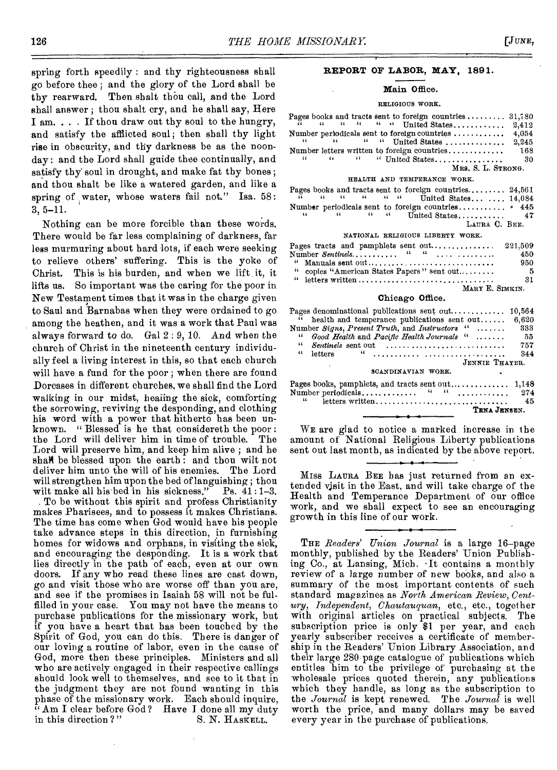spring forth speedily: and thy righteousness shall go before thee; and the glory of the Lord shall be thy rearward. Then shalt thou call, and the Lord shall answer; thou shalt cry, and he shall say, Here I am. . . . If thou draw out thy soul to the hungry, and satisfy the afflicted soul; then shall thy light rise in obscurity, and thy darkness be as the noonday: and the Lord shall guide thee continually, and satisfy thy soul in drought, and make fat thy bones; and thou shalt be like a watered garden, and like a spring of water, whose waters fail not." Isa. 58: 3, 5–11.

Nothing can be more forcible than these words. There would be far less complaining of darkness, far less murmuring about hard lots, if each were seeking to relieve others' suffering. This is the yoke of Christ. This is his burden, and when we lift it, it lifts us. So important was the caring for the poor in New Testament times that it was in the charge given to Saul and Barnabas when they were ordained to go among the heathen, and it was a work that Paul was always forward to do. Gal 2: 9, 10. And when the church of Christ in the nineteenth century individually feel a living interest in this, so that each church will have a fund for the poor; when there are found Dorcases in different churches, we shall find the Lord walking in our midst, healing the sick, comforting the sorrowing, reviving the desponding, and clothing his word with a power that hitherto has been unknown. "Blessed is he that considereth the poor: the Lord will deliver him in time of trouble. The Lord will preserve him, and keep him alive; and he shall be blessed upon the earth: and thou wilt not deliver him unto the will of his enemies. The Lord will strengthen him upon the bed of languishing; thou wilt make all his bed in his sickness." Ps. 41: 1–3. To be without this spirit and profess Christianity makes Pharisees, and to possess it makes Christians. The time has come when God would have his people take advance steps in this direction, in furnishing homes for widows and orphans, in visiting the sick, and encouraging the desponding. It is a work that lies directly in the path of each, even at our own doors. If any who read these lines are cast down, go and visit those who are worse off than you are, and see if the promises in Isaiah 58 will not be fulfilled in your case. You may not have the means to purchase publications for the missionary work, but if you have a heart that has been touched by the Spirit of God, you can do this. There is danger of our loving a routine of labor, even in the cause of God, more then these principles. Ministers and all who are actively engaged in their respective callings should look well to themselves, and see to it that in the judgment they are not found wanting in this phase of the missionary work. Each should inquire, "Am I clear before God? Have I done all my duty in this direction?"

S. N. HASKELL.

## REPORT OF LABOR, MAY, 1891.

### Main Office.

RELIGIOUS WORK.

| | |
|---|---|
| Pages books and tracts sent to foreign countries | 31,780 |
| " " " " " " United States | 2,412 |
| Number periodicals sent to foreign countries | 4,054 |
| " " " " United States | 2,245 |
| Number letters written to foreign countries | 168 |
| " " " " United States | 30 |

MRS. S. L. STRONG.

HEALTH AND TEMPERANCE WORK.

| | |
|---|---|
| Pages books and tracts sent to foreign countries | 24,561 |
| " " " " " " United States | 14,084 |
| Number periodicals sent to foreign countries | 445 |
| " " " " United States | 47 |

LAURA C. BEE.

NATIONAL RELIGIOUS LIBERTY WORK.

| | |
|---|---|
| Pages tracts and pamphlets sent out | 221,509 |
| Number *Sentinels* " " | 450 |
| " Manuals sent out | 950 |
| " copies "American States Papers" sent out | 5 |
| " letters written | 31 |

MARY E. SIMKIN.

### Chicago Office.

| | |
|---|---|
| Pages denominational publications sent out | 10,564 |
| " health and temperance publications sent out | 6,620 |
| Number *Signs*, *Present Truth*, and *Instructors* " | 333 |
| " *Good Health* and *Pacific Health Journals* " | 55 |
| " *Sentinels* sent out | 757 |
| " letters " | 344 |

JENNIE THAYER.

SCANDINAVIAN WORK.

| | |
|---|---|
| Pages books, pamphlets, and tracts sent out | 1,148 |
| Number periodicals " " | 274 |
| " letters written | 45 |

TENA JENSEN.

---

WE are glad to notice a marked increase in the amount of National Religious Liberty publications sent out last month, as indicated by the above report.

---

MISS LAURA BEE has just returned from an extended visit in the East, and will take charge of the Health and Temperance Department of our office work, and we shall expect to see an encouraging growth in this line of our work.

---

THE *Readers' Union Journal* is a large 16-page monthly, published by the Readers' Union Publishing Co., at Lansing, Mich. It contains a monthly review of a large number of new books, and also a summary of the most important contents of such standard magazines as *North American Review*, *Century*, *Independent*, *Chautauquan*, etc., etc., together with original articles on practical subjects. The subscription price is only $1 per year, and each yearly subscriber receives a certificate of membership in the Readers' Union Library Association, and their large 280-page catalogue of publications which entitles him to the privilege of purchasing at the wholesale prices quoted therein, any publications which they handle, as long as the subscription to the *Journal* is kept renewed. The *Journal* is well worth the price, and many dollars may be saved every year in the purchase of publications.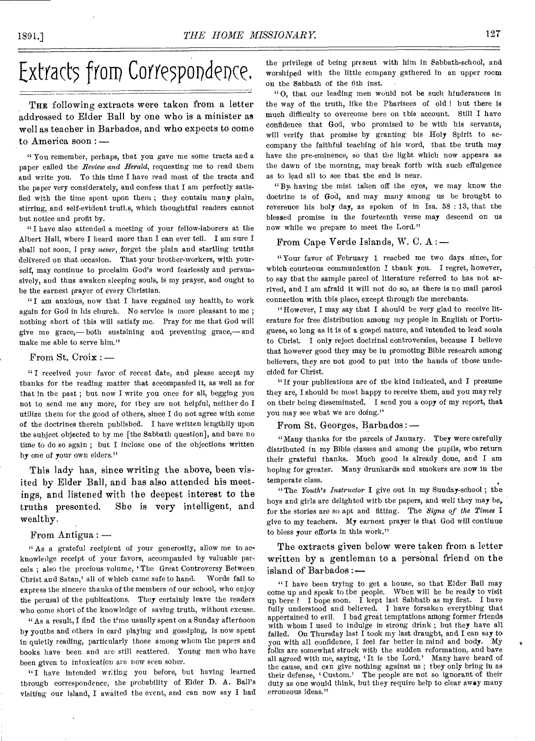# Extracts from Correspondence.

**The following extracts were taken from a letter addressed to Elder Ball by one who is a minister as well as teacher in Barbados, and who expects to come to America soon :—**

"You remember, perhaps, that you gave me some tracts and a paper called the *Review and Herald*, requesting me to read them and write you. To this time I have read most of the tracts and the paper very considerately, and confess that I am perfectly satisfied with the time spent upon them ; they contain many plain, stirring, and self-evident truths, which thoughtful readers cannot but notice and profit by.

"I have also attended a meeting of your fellow-laborers at the Albert Hall, where I heard more than I can ever tell. I am sure I shall not soon, I pray *never*, forget the plain and startling truths delivered on that occasion. That your brother-workers, with yourself, may continue to proclaim God's word fearlessly and persuasively, and thus awaken sleeping souls, is my prayer, and ought to be the earnest prayer of every Christian.

"I am anxious, now that I have regained my health, to work again for God in his church. No service is more pleasant to me ; nothing short of this will satisfy me. Pray for me that God will give me grace,— both sustaining and preventing grace,— and make me able to serve him."

From St. Croix :—

"I received your favor of recent date, and please accept my thanks for the reading matter that accompanied it, as well as for that in the past ; but now I write you once for all, begging you not to send me any more, for they are not helpful, neither do I utilize them for the good of others, since I do not agree with some of the doctrines therein published. I have written lengthily upon the subject objected to by me [the Sabbath question], and have no time to do so again ; but I inclose one of the objections written by one of your own elders."

**This lady has, since writing the above, been visited by Elder Ball, and has also attended his meetings, and listened with the deepest interest to the truths presented. She is very intelligent, and wealthy.**

From Antigua :—

"As a grateful recipient of your generosity, allow me to acknowledge receipt of your favors, accompanied by valuable parcels ; also the precious volume, 'The Great Controversy Between Christ and Satan,' all of which came safe to hand. Words fail to express the sincere thanks of the members of our school, who enjoy the perusal of the publications. They certainly leave the readers who come short of the knowledge of saving truth, without excuse.

"As a result, I find the time usually spent on a Sunday afternoon by youths and others in card playing and gossiping, is now spent in quietly reading, particularly those among whom the papers and books have been and are still scattered. Young men who have been given to intoxication are now seen sober.

"I have intended writing you before, but having learned through correspondence, the probability of Elder D. A. Ball's visiting our island, I awaited the event, and can now say I had the privilege of being present with him in Sabbath-school, and worshiped with the little company gathered in an upper room on the Sabbath of the 6th inst.

"O, that our leading men would not be such hinderances in the way of the truth, like the Pharisees of old ! but there is much difficulty to overcome here on this account. Still I have confidence that God, who promised to be with his servants, will verify that promise by granting his Holy Spirit to accompany the faithful teaching of his word, that the truth may have the pre-eminence, so that the light which now appears as the dawn of the morning, may break forth with such effulgence as to lead all to see that the end is near.

"By having the mist taken off the eyes, we may know the doctrine is of God, and may many among us be brought to reverence his holy day, as spoken of in Isa. 58 : 13, that the blessed promise in the fourteenth verse may descend on us now while we prepare to meet the Lord."

From Cape Verde Islands, W. C. A :—

"Your favor of February 1 reached me two days since, for which courteous communication I thank you. I regret, however, to say that the sample parcel of literature referred to has not arrived, and I am afraid it will not do so, as there is no mail parcel connection with this place, except through the merchants.

"However, I may say that I should be very glad to receive literature for free distribution among my people in English or Portuguese, so long as it is of a gospel nature, and intended to lead souls to Christ. I only reject doctrinal controversies, because I believe that however good they may be in promoting Bible research among believers, they are not good to put into the hands of those undecided for Christ.

"If your publications are of the kind indicated, and I presume they are, I should be most happy to receive them, and you may rely on their being disseminated. I send you a copy of my report, that you may see what we are doing."

From St. Georges, Barbados :—

"Many thanks for the parcels of January. They were carefully distributed in my Bible classes and among the pupils, who return their grateful thanks. Much good is already done, and I am hoping for greater. Many drunkards and smokers are now in the temperate class.

"The *Youth's Instructor* I give out in my Sunday-school ; the boys and girls are delighted with the papers, and well they may be, for the stories are so apt and fitting. The *Signs of the Times* I give to my teachers. My earnest prayer is that God will continue to bless your efforts in this work."

**The extracts given below were taken from a letter written by a gentleman to a personal friend on the island of Barbados :—**

"I have been trying to get a house, so that Elder Ball may come up and speak to the people. When will he be ready to visit up here ? I hope soon. I kept last Sabbath as my first. I have fully understood and believed. I have forsaken everything that appertained to evil. I had great temptations among former friends with whom I used to indulge in strong drink ; but they have all failed. On Thursday last I took my last draught, and I can say to you with all confidence, I feel far better in mind and body. My folks are somewhat struck with the sudden reformation, and have all agreed with me, saying, 'It is the Lord.' Many have heard of the cause, and can give nothing against us ; they only bring in as their defense, 'Custom.' The people are not so ignorant of their duty as one would think, but they require help to clear away many erroneous ideas."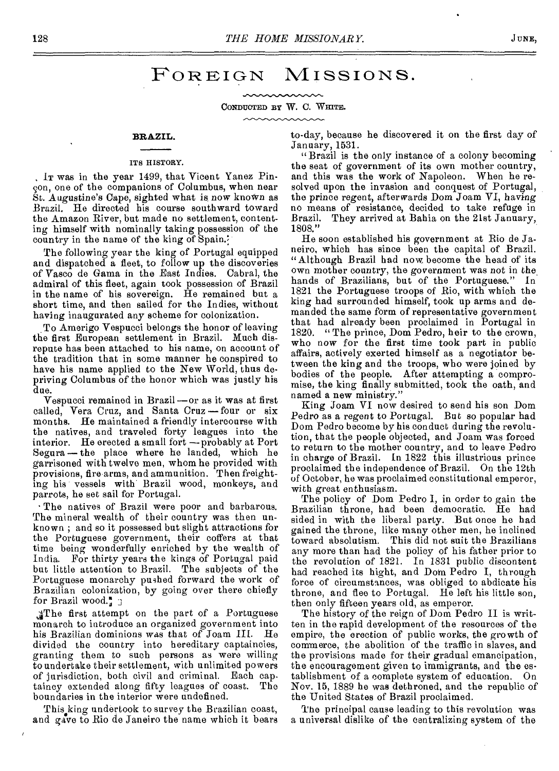# FOREIGN MISSIONS.

CONDUCTED BY W. C. WHITE.

## BRAZIL.

### ITS HISTORY.

It was in the year 1499, that Vicent Yanez Pinçon, one of the companions of Columbus, when near St. Augustine's Cape, sighted what is now known as Brazil. He directed his course southward toward the Amazon River, but made no settlement, contenting himself with nominally taking possession of the country in the name of the king of Spain.

The following year the king of Portugal equipped and dispatched a fleet, to follow up the discoveries of Vasco de Gama in the East Indies. Cabral, the admiral of this fleet, again took possession of Brazil in the name of his sovereign. He remained but a short time, and then sailed for the Indies, without having inaugurated any scheme for colonization.

To Amerigo Vespucci belongs the honor of leaving the first European settlement in Brazil. Much disrepute has been attached to his name, on account of the tradition that in some manner he conspired to have his name applied to the New World, thus depriving Columbus of the honor which was justly his due.

Vespucci remained in Brazil — or as it was at first called, Vera Cruz, and Santa Cruz — four or six months. He maintained a friendly intercourse with the natives, and traveled forty leagues into the interior. He erected a small fort — probably at Port Segura — the place where he landed, which he garrisoned with twelve men, whom he provided with provisions, fire-arms, and ammunition. Then freighting his vessels with Brazil wood, monkeys, and parrots, he set sail for Portugal.

The natives of Brazil were poor and barbarous. The mineral wealth of their country was then unknown; and so it possessed but slight attractions for the Portuguese government, their coffers at that time being wonderfully enriched by the wealth of India. For thirty years the kings of Portugal paid but little attention to Brazil. The subjects of the Portuguese monarchy pushed forward the work of Brazilian colonization, by going over there chiefly for Brazil wood.

The first attempt on the part of a Portuguese monarch to introduce an organized government into his Brazilian dominions was that of Joam III. He divided the country into hereditary captaincies, granting them to such persons as were willing to undertake their settlement, with unlimited powers of jurisdiction, both civil and criminal. Each captaincy extended along fifty leagues of coast. The boundaries in the interior were undefined.

This king undertook to survey the Brazilian coast, and gave to Rio de Janeiro the name which it bears to-day, because he discovered it on the first day of January, 1531.

"Brazil is the only instance of a colony becoming the seat of government of its own mother country, and this was the work of Napoleon. When he resolved upon the invasion and conquest of Portugal, the prince regent, afterwards Dom Joam VI, having no means of resistance, decided to take refuge in Brazil. They arrived at Bahia on the 21st January, 1808."

He soon established his government at Rio de Janeiro, which has since been the capital of Brazil. "Although Brazil had now become the head of its own mother country, the government was not in the hands of Brazilians, but of the Portuguese." In 1821 the Portuguese troops of Rio, with which the king had surrounded himself, took up arms and demanded the same form of representative government that had already been proclaimed in Portugal in 1820. "The prince, Dom Pedro, heir to the crown, who now for the first time took part in public affairs, actively exerted himself as a negotiator between the king and the troops, who were joined by bodies of the people. After attempting a compromise, the king finally submitted, took the oath, and named a new ministry."

King Joam VI now desired to send his son Dom Pedro as a regent to Portugal. But so popular had Dom Pedro become by his conduct during the revolution, that the people objected, and Joam was forced to return to the mother country, and to leave Pedro in charge of Brazil. In 1822 this illustrious prince proclaimed the independence of Brazil. On the 12th of October, he was proclaimed constitutional emperor, with great enthusiasm.

The policy of Dom Pedro I, in order to gain the Brazilian throne, had been democratic. He had sided in with the liberal party. But once he had gained the throne, like many other men, he inclined toward absolutism. This did not suit the Brazilians any more than had the policy of his father prior to the revolution of 1821. In 1831 public discontent had reached its hight, and Dom Pedro I, through force of circumstances, was obliged to abdicate his throne, and flee to Portugal. He left his little son, then only fifteen years old, as emperor.

The history of the reign of Dom Pedro II is written in the rapid development of the resources of the empire, the erection of public works, the growth of commerce, the abolition of the traffic in slaves, and the provisions made for their gradual emancipation, the encouragement given to immigrants, and the establishment of a complete system of education. On Nov. 15, 1889 he was dethroned, and the republic of the United States of Brazil proclaimed.

The principal cause leading to this revolution was a universal dislike of the centralizing system of the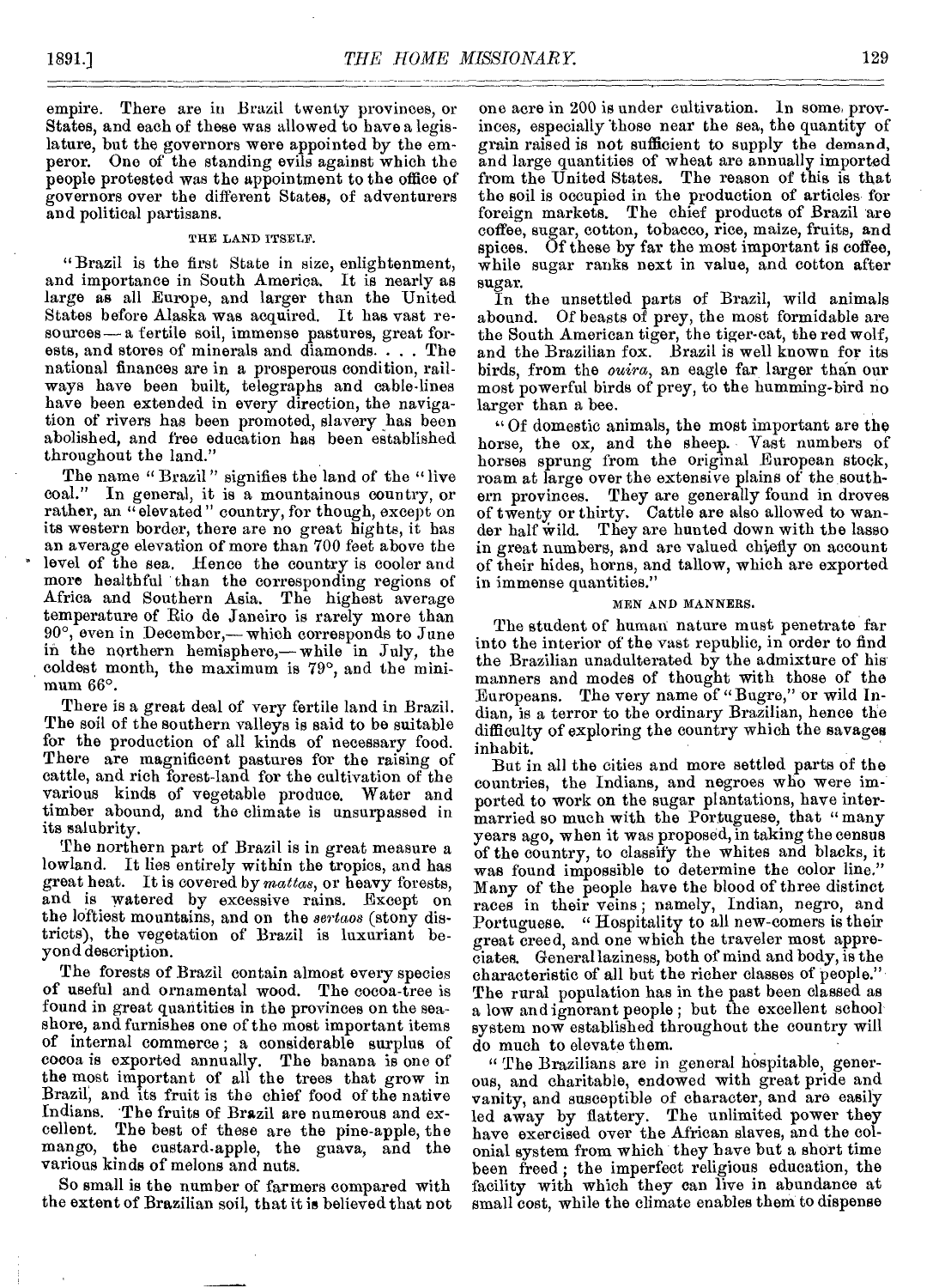empire. There are in Brazil twenty provinces, or States, and each of these was allowed to have a legislature, but the governors were appointed by the emperor. One of the standing evils against which the people protested was the appointment to the office of governors over the different States, of adventurers and political partisans.

### THE LAND ITSELF.

"Brazil is the first State in size, enlightenment, and importance in South America. It is nearly as large as all Europe, and larger than the United States before Alaska was acquired. It has vast resources — a fertile soil, immense pastures, great forests, and stores of minerals and diamonds. . . . The national finances are in a prosperous condition, railways have been built, telegraphs and cable-lines have been extended in every direction, the navigation of rivers has been promoted, slavery has been abolished, and free education has been established throughout the land."

The name "Brazil" signifies the land of the "live coal." In general, it is a mountainous country, or rather, an "elevated" country, for though, except on its western border, there are no great hights, it has an average elevation of more than 700 feet above the level of the sea. Hence the country is cooler and more healthful than the corresponding regions of Africa and Southern Asia. The highest average temperature of Rio de Janeiro is rarely more than 90°, even in December,— which corresponds to June in the northern hemisphere,— while in July, the coldest month, the maximum is 79°, and the minimum 66°.

There is a great deal of very fertile land in Brazil. The soil of the southern valleys is said to be suitable for the production of all kinds of necessary food. There are magnificent pastures for the raising of cattle, and rich forest-land for the cultivation of the various kinds of vegetable produce. Water and timber abound, and the climate is unsurpassed in its salubrity.

The northern part of Brazil is in great measure a lowland. It lies entirely within the tropics, and has great heat. It is covered by *mattas*, or heavy forests, and is watered by excessive rains. Except on the loftiest mountains, and on the *sertaos* (stony districts), the vegetation of Brazil is luxuriant beyond description.

The forests of Brazil contain almost every species of useful and ornamental wood. The cocoa-tree is found in great quantities in the provinces on the seashore, and furnishes one of the most important items of internal commerce; a considerable surplus of cocoa is exported annually. The banana is one of the most important of all the trees that grow in Brazil, and its fruit is the chief food of the native Indians. The fruits of Brazil are numerous and excellent. The best of these are the pine-apple, the mango, the custard-apple, the guava, and the various kinds of melons and nuts.

So small is the number of farmers compared with the extent of Brazilian soil, that it is believed that not one acre in 200 is under cultivation. In some provinces, especially those near the sea, the quantity of grain raised is not sufficient to supply the demand, and large quantities of wheat are annually imported from the United States. The reason of this is that the soil is occupied in the production of articles for foreign markets. The chief products of Brazil are coffee, sugar, cotton, tobacco, rice, maize, fruits, and spices. Of these by far the most important is coffee, while sugar ranks next in value, and cotton after sugar.

In the unsettled parts of Brazil, wild animals abound. Of beasts of prey, the most formidable are the South American tiger, the tiger-cat, the red wolf, and the Brazilian fox. Brazil is well known for its birds, from the *ouira*, an eagle far larger than our most powerful birds of prey, to the humming-bird no larger than a bee.

"Of domestic animals, the most important are the horse, the ox, and the sheep. Vast numbers of horses sprung from the original European stock, roam at large over the extensive plains of the southern provinces. They are generally found in droves of twenty or thirty. Cattle are also allowed to wander half wild. They are hunted down with the lasso in great numbers, and are valued chiefly on account of their hides, horns, and tallow, which are exported in immense quantities."

### MEN AND MANNERS.

The student of human nature must penetrate far into the interior of the vast republic, in order to find the Brazilian unadulterated by the admixture of his manners and modes of thought with those of the Europeans. The very name of "Bugre," or wild Indian, is a terror to the ordinary Brazilian, hence the difficulty of exploring the country which the savages inhabit.

But in all the cities and more settled parts of the countries, the Indians, and negroes who were imported to work on the sugar plantations, have intermarried so much with the Portuguese, that "many years ago, when it was proposed, in taking the census of the country, to classify the whites and blacks, it was found impossible to determine the color line." Many of the people have the blood of three distinct races in their veins; namely, Indian, negro, and Portuguese. "Hospitality to all new-comers is their great creed, and one which the traveler most appreciates. General laziness, both of mind and body, is the characteristic of all but the richer classes of people." The rural population has in the past been classed as a low and ignorant people; but the excellent school system now established throughout the country will do much to elevate them.

"The Brazilians are in general hospitable, generous, and charitable, endowed with great pride and vanity, and susceptible of character, and are easily led away by flattery. The unlimited power they have exercised over the African slaves, and the colonial system from which they have but a short time been freed; the imperfect religious education, the facility with which they can live in abundance at small cost, while the climate enables them to dispense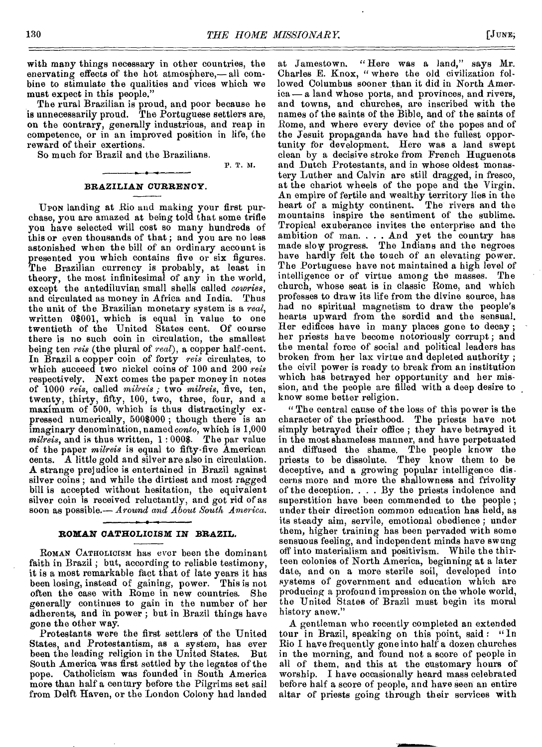with many things necessary in other countries, the enervating effects of the hot atmosphere,— all combine to stimulate the qualities and vices which we must expect in this people."

The rural Brazilian is proud, and poor because he is unnecessarily proud. The Portuguese settlers are, on the contrary, generally industrious, and reap in competence, or in an improved position in life, the reward of their exertions.

So much for Brazil and the Brazilians.

P. T. M.

## BRAZILIAN CURRENCY.

Upon landing at Rio and making your first purchase, you are amazed at being told that some trifle you have selected will cost so many hundreds of this or even thousands of that; and you are no less astonished when the bill of an ordinary account is presented you which contains five or six figures. The Brazilian currency is probably, at least in theory, the most infinitesimal of any in the world, except the antediluvian small shells called *cowries*, and circulated as money in Africa and India. Thus the unit of the Brazilian monetary system is a *real*, written 0$001, which is equal in value to one twentieth of the United States cent. Of course there is no such coin in circulation, the smallest being ten *reis* (the plural of *real*), a copper half-cent. In Brazil a copper coin of forty *reis* circulates, to which succeed two nickel coins of 100 and 200 *reis* respectively. Next comes the paper money in notes of 1000 *reis*, called *milreis*; two *milreis*, five, ten, twenty, thirty, fifty, 100, two, three, four, and a maximum of 500, which is thus distractingly expressed numerically, 500$000; though there is an imaginary denomination, named *conto*, which is 1,000 *milreis*, and is thus written, 1:000$. The par value of the paper *milreis* is equal to fifty-five American cents. A little gold and silver are also in circulation. A strange prejudice is entertained in Brazil against silver coins; and while the dirtiest and most ragged bill is accepted without hesitation, the equivalent silver coin is received reluctantly, and got rid of as soon as possible.— *Around and About South America.*

## ROMAN CATHOLICISM IN BRAZIL.

Roman Catholicism has ever been the dominant faith in Brazil; but, according to reliable testimony, it is a most remarkable fact that of late years it has been losing, instead of gaining, power. This is not often the case with Rome in new countries. She generally continues to gain in the number of her adherents, and in power; but in Brazil things have gone the other way.

Protestants were the first settlers of the United States, and Protestantism, as a system, has ever been the leading religion in the United States. But South America was first settled by the legates of the pope. Catholicism was founded in South America more than half a century before the Pilgrims set sail from Delft Haven, or the London Colony had landed at Jamestown. "Here was a land," says Mr. Charles E. Knox, "where the old civilization followed Columbus sooner than it did in North America — a land whose ports, and provinces, and rivers, and towns, and churches, are inscribed with the names of the saints of the Bible, and of the saints of Rome, and where every device of the popes and of the Jesuit propaganda have had the fullest opportunity for development. Here was a land swept clean by a decisive stroke from French Huguenots and Dutch Protestants, and in whose oldest monastery Luther and Calvin are still dragged, in fresco, at the chariot wheels of the pope and the Virgin. An empire of fertile and wealthy territory lies in the heart of a mighty continent. The rivers and the mountains inspire the sentiment of the sublime. Tropical exuberance invites the enterprise and the ambition of man. . . . And yet the country has made slow progress. The Indians and the negroes have hardly felt the touch of an elevating power. The Portuguese have not maintained a high level of intelligence or of virtue among the masses. The church, whose seat is in classic Rome, and which professes to draw its life from the divine source, has had no spiritual magnetism to draw the people's hearts upward from the sordid and the sensual. Her edifices have in many places gone to decay; her priests have become notoriously corrupt; and the mental force of social and political leaders has broken from her lax virtue and depleted authority; the civil power is ready to break from an institution which has betrayed her opportunity and her mission, and the people are filled with a deep desire to know some better religion.

"The central cause of the loss of this power is the character of the priesthood. The priests have not simply betrayed their office; they have betrayed it in the most shameless manner, and have perpetuated and diffused the shame. The people know the priests to be dissolute. They know them to be deceptive, and a growing popular intelligence discerns more and more the shallowness and frivolity of the deception. . . . By the priests indolence and superstition have been commended to the people; under their direction common education has held, as its steady aim, servile, emotional obedience; under them, higher training has been pervaded with some sensuous feeling, and independent minds have swung off into materialism and positivism. While the thirteen colonies of North America, beginning at a later date, and on a more sterile soil, developed into systems of government and education which are producing a profound impression on the whole world, the United States of Brazil must begin its moral history anew."

A gentleman who recently completed an extended tour in Brazil, speaking on this point, said: "In Rio I have frequently gone into half a dozen churches in the morning, and found not a score of people in all of them, and this at the customary hours of worship. I have occasionally heard mass celebrated before half a score of people, and have seen an entire altar of priests going through their services with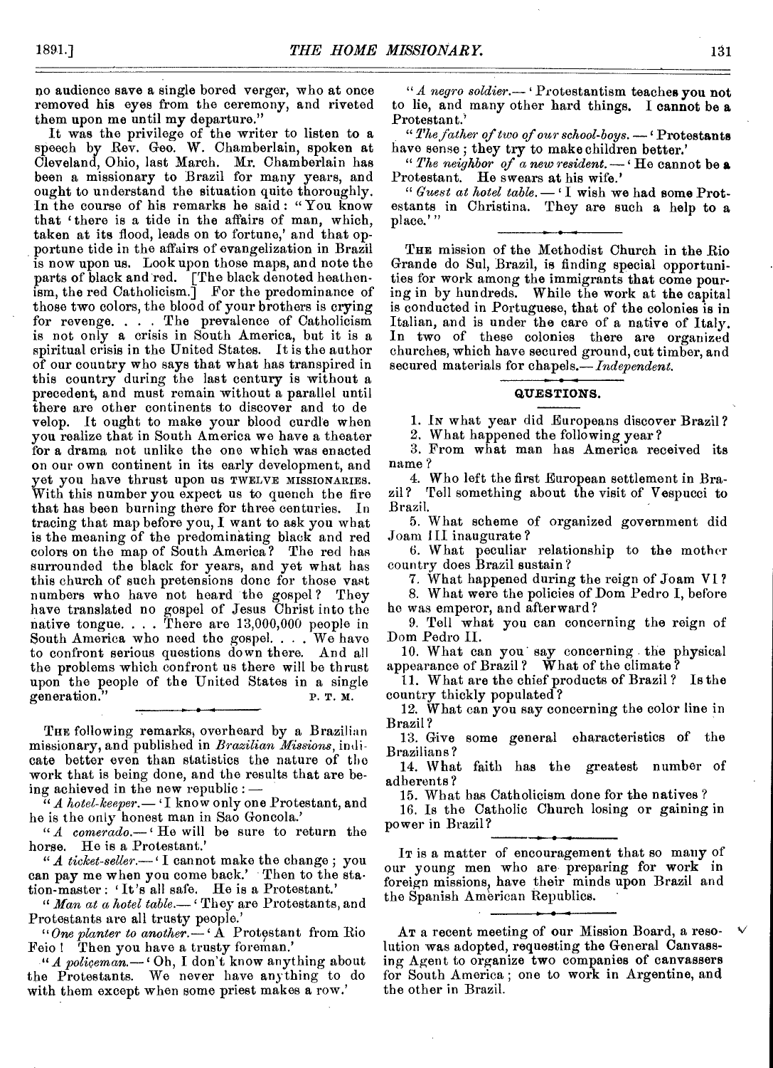no audience save a single bored verger, who at once removed his eyes from the ceremony, and riveted them upon me until my departure."

It was the privilege of the writer to listen to a speech by Rev. Geo. W. Chamberlain, spoken at Cleveland, Ohio, last March. Mr. Chamberlain has been a missionary to Brazil for many years, and ought to understand the situation quite thoroughly. In the course of his remarks he said: "You know that 'there is a tide in the affairs of man, which, taken at its flood, leads on to fortune,' and that opportune tide in the affairs of evangelization in Brazil is now upon us. Look upon those maps, and note the parts of black and red. [The black denoted heathenism, the red Catholicism.] For the predominance of those two colors, the blood of your brothers is crying for revenge. . . . The prevalence of Catholicism is not only a crisis in South America, but it is a spiritual crisis in the United States. It is the author of our country who says that what has transpired in this country during the last century is without a precedent, and must remain without a parallel until there are other continents to discover and to develop. It ought to make your blood curdle when you realize that in South America we have a theater for a drama not unlike the one which was enacted on our own continent in its early development, and yet you have thrust upon us TWELVE MISSIONARIES. With this number you expect us to quench the fire that has been burning there for three centuries. In tracing that map before you, I want to ask you what is the meaning of the predominating black and red colors on the map of South America? The red has surrounded the black for years, and yet what has this church of such pretensions done for those vast numbers who have not heard the gospel? They have translated no gospel of Jesus Christ into the native tongue. . . . There are 13,000,000 people in South America who need the gospel. . . . We have to confront serious questions down there. And all the problems which confront us there will be thrust upon the people of the United States in a single generation." P. T. M.

---

THE following remarks, overheard by a Brazilian missionary, and published in *Brazilian Missions*, indicate better even than statistics the nature of the work that is being done, and the results that are being achieved in the new republic: —

"*A hotel-keeper.*— 'I know only one Protestant, and he is the only honest man in Sao Goncola.'

"*A comerado.*— 'He will be sure to return the horse. He is a Protestant.'

"*A ticket-seller.*— 'I cannot make the change; you can pay me when you come back.' Then to the station-master: 'It's all safe. He is a Protestant.'

"*Man at a hotel table.*— 'They are Protestants, and Protestants are all trusty people.'

"*One planter to another.*— 'A Protestant from Rio Feio! Then you have a trusty foreman.'

"*A policeman.*— 'Oh, I don't know anything about the Protestants. We never have anything to do with them except when some priest makes a row.'

"*A negro soldier.*— 'Protestantism teaches you not to lie, and many other hard things. I cannot be a Protestant.'

"*The father of two of our school-boys.* — 'Protestants have sense; they try to make children better.'

"*The neighbor of a new resident.* — 'He cannot be a Protestant. He swears at his wife.'

"*Guest at hotel table.* — 'I wish we had some Protestants in Christina. They are such a help to a place.'"

---

THE mission of the Methodist Church in the Rio Grande do Sul, Brazil, is finding special opportunities for work among the immigrants that come pouring in by hundreds. While the work at the capital is conducted in Portuguese, that of the colonies is in Italian, and is under the care of a native of Italy. In two of these colonies there are organized churches, which have secured ground, cut timber, and secured materials for chapels.— *Independent.*

---

## QUESTIONS.

1. IN what year did Europeans discover Brazil?
2. What happened the following year?
3. From what man has America received its name?
4. Who left the first European settlement in Brazil? Tell something about the visit of Vespucci to Brazil.
5. What scheme of organized government did Joam III inaugurate?
6. What peculiar relationship to the mother country does Brazil sustain?
7. What happened during the reign of Joam VI?
8. What were the policies of Dom Pedro I, before he was emperor, and afterward?
9. Tell what you can concerning the reign of Dom Pedro II.
10. What can you say concerning the physical appearance of Brazil? What of the climate?
11. What are the chief products of Brazil? Is the country thickly populated?
12. What can you say concerning the color line in Brazil?
13. Give some general characteristics of the Brazilians?
14. What faith has the greatest number of adherents?
15. What has Catholicism done for the natives?
16. Is the Catholic Church losing or gaining in power in Brazil?

---

IT is a matter of encouragement that so many of our young men who are preparing for work in foreign missions, have their minds upon Brazil and the Spanish American Republics.

---

AT a recent meeting of our Mission Board, a resolution was adopted, requesting the General Canvassing Agent to organize two companies of canvassers for South America; one to work in Argentine, and the other in Brazil.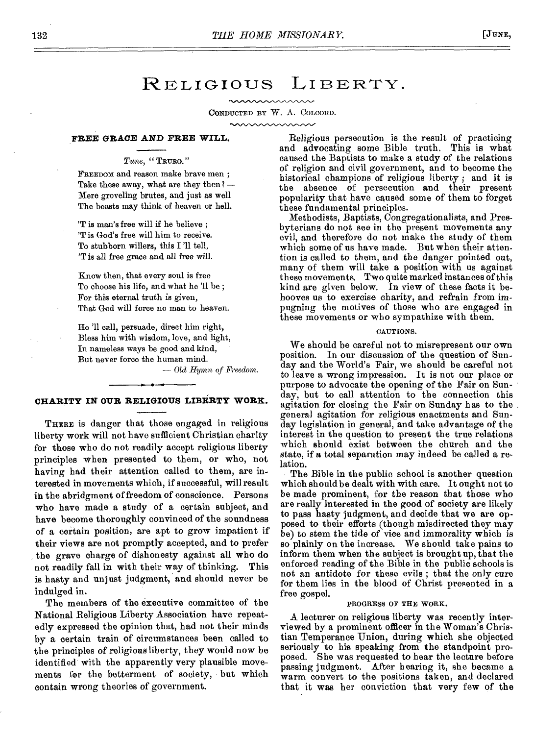# Religious Liberty.

CONDUCTED BY W. A. COLCORD.

## FREE GRACE AND FREE WILL.

*Tune*, "TRURO."

FREEDOM and reason make brave men ;
Take these away, what are they then? —
Mere groveling brutes, and just as well
The beasts may think of heaven or hell.

'T is man's free will if he believe ;
'T is God's free will him to receive.
To stubborn willers, this I 'll tell,
'T is all free grace and all free will.

Know then, that every soul is free
To choose his life, and what he 'll be ;
For this eternal truth is given,
That God will force no man to heaven.

He 'll call, persuade, direct him right,
Bless him with wisdom, love, and light,
In nameless ways be good and kind,
But never force the human mind.

— *Old Hymn of Freedom.*

## CHARITY IN OUR RELIGIOUS LIBERTY WORK.

THERE is danger that those engaged in religious liberty work will not have sufficient Christian charity for those who do not readily accept religious liberty principles when presented to them, or who, not having had their attention called to them, are interested in movements which, if successful, will result in the abridgment of freedom of conscience. Persons who have made a study of a certain subject, and have become thoroughly convinced of the soundness of a certain position, are apt to grow impatient if their views are not promptly accepted, and to prefer the grave charge of dishonesty against all who do not readily fall in with their way of thinking. This is hasty and unjust judgment, and should never be indulged in.

The members of the executive committee of the National Religious Liberty Association have repeatedly expressed the opinion that, had not their minds by a certain train of circumstances been called to the principles of religious liberty, they would now be identified with the apparently very plausible movements for the betterment of society, but which contain wrong theories of government.

Religious persecution is the result of practicing and advocating some Bible truth. This is what caused the Baptists to make a study of the relations of religion and civil government, and to become the historical champions of religious liberty ; and it is the absence of persecution and their present popularity that have caused some of them to forget these fundamental principles.

Methodists, Baptists, Congregationalists, and Presbyterians do not see in the present movements any evil, and therefore do not make the study of them which some of us have made. But when their attention is called to them, and the danger pointed out, many of them will take a position with us against these movements. Two quite marked instances of this kind are given below. In view of these facts it behooves us to exercise charity, and refrain from impugning the motives of those who are engaged in these movements or who sympathize with them.

### CAUTIONS.

We should be careful not to misrepresent our own position. In our discussion of the question of Sunday and the World's Fair, we should be careful not to leave a wrong impression. It is not our place or purpose to advocate the opening of the Fair on Sunday, but to call attention to the connection this agitation for closing the Fair on Sunday has to the general agitation for religious enactments and Sunday legislation in general, and take advantage of the interest in the question to present the true relations which should exist between the church and the state, if a total separation may indeed be called a relation.

The Bible in the public school is another question which should be dealt with with care. It ought not to be made prominent, for the reason that those who are really interested in the good of society are likely to pass hasty judgment, and decide that we are opposed to their efforts (though misdirected they may be) to stem the tide of vice and immorality which is so plainly on the increase. We should take pains to inform them when the subject is brought up, that the enforced reading of the Bible in the public schools is not an antidote for these evils ; that the only cure for them lies in the blood of Christ presented in a free gospel.

### PROGRESS OF THE WORK.

A lecturer on religious liberty was recently interviewed by a prominent officer in the Woman's Christian Temperance Union, during which she objected seriously to his speaking from the standpoint proposed. She was requested to hear the lecture before passing judgment. After hearing it, she became a warm convert to the positions taken, and declared that it was her conviction that very few of the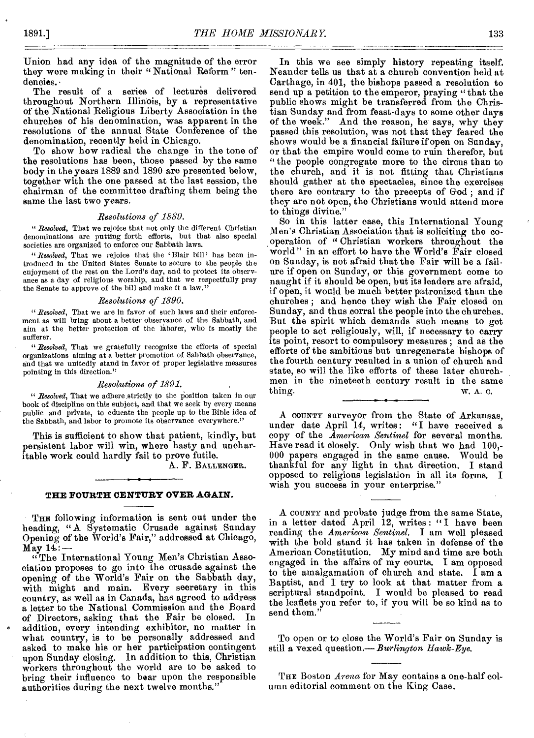Union had any idea of the magnitude of the error they were making in their "National Reform" tendencies.

The result of a series of lectures delivered throughout Northern Illinois, by a representative of the National Religious Liberty Association in the churches of his denomination, was apparent in the resolutions of the annual State Conference of the denomination, recently held in Chicago.

To show how radical the change in the tone of the resolutions has been, those passed by the same body in the years 1889 and 1890 are presented below, together with the one passed at the last session, the chairman of the committee drafting them being the same the last two years.

*Resolutions of 1889.*

"*Resolved*, That we rejoice that not only the different Christian denominations are putting forth efforts, but that also special societies are organized to enforce our Sabbath laws.

"*Resolved*, That we rejoice that the 'Blair bill' has been introduced in the United States Senate to secure to the people the enjoyment of the rest on the Lord's day, and to protect its observance as a day of religious worship, and that we respectfully pray the Senate to approve of the bill and make it a law."

*Resolutions of 1890.*

"*Resolved*, That we are in favor of such laws and their enforcement as will bring about a better observance of the Sabbath, and aim at the better protection of the laborer, who is mostly the sufferer.

"*Resolved*, That we gratefully recognize the efforts of special organizations aiming at a better promotion of Sabbath observance, and that we unitedly stand in favor of proper legislative measures pointing in this direction."

*Resolutions of 1891.*

"*Resolved*, That we adhere strictly to the position taken in our book of discipline on this subject, and that we seek by every means public and private, to educate the people up to the Bible idea of the Sabbath, and labor to promote its observance everywhere."

This is sufficient to show that patient, kindly, but persistent labor will win, where hasty and uncharitable work could hardly fail to prove futile.

A. F. BALLENGER.

## THE FOURTH CENTURY OVER AGAIN.

THE following information is sent out under the heading, "A Systematic Crusade against Sunday Opening of the World's Fair," addressed at Chicago, May 14:—

"The International Young Men's Christian Association proposes to go into the crusade against the opening of the World's Fair on the Sabbath day, with might and main. Every secretary in this country, as well as in Canada, has agreed to address a letter to the National Commission and the Board of Directors, asking that the Fair be closed. In addition, every intending exhibitor, no matter in what country, is to be personally addressed and asked to make his or her participation contingent upon Sunday closing. In addition to this, Christian workers throughout the world are to be asked to bring their influence to bear upon the responsible authorities during the next twelve months."

In this we see simply history repeating itself. Neander tells us that at a church convention held at Carthage, in 401, the bishops passed a resolution to send up a petition to the emperor, praying "that the public shows might be transferred from the Christian Sunday and from feast-days to some other days of the week." And the reason, he says, why they passed this resolution, was not that they feared the shows would be a financial failure if open on Sunday, or that the empire would come to ruin therefor, but "the people congregate more to the circus than to the church, and it is not fitting that Christians should gather at the spectacles, since the exercises there are contrary to the precepts of God; and if they are not open, the Christians would attend more to things divine."

So in this latter case, this International Young Men's Christian Association that is soliciting the co-operation of "Christian workers throughout the world" in an effort to have the World's Fair closed on Sunday, is not afraid that the Fair will be a failure if open on Sunday, or this government come to naught if it should be open, but its leaders are afraid, if open, it would be much better patronized than the churches; and hence they wish the Fair closed on Sunday, and thus corral the people into the churches. But the spirit which demands such means to get people to act religiously, will, if necessary to carry its point, resort to compulsory measures; and as the efforts of the ambitious but unregenerate bishops of the fourth century resulted in a union of church and state, so will the like efforts of these later churchmen in the nineteeth century result in the same thing.

W. A. C.

---

A COUNTY surveyor from the State of Arkansas, under date April 14, writes: "I have received a copy of the *American Sentinel* for several months. Have read it closely. Only wish that we had 100,000 papers engaged in the same cause. Would be thankful for any light in that direction. I stand opposed to religious legislation in all its forms. I wish you success in your enterprise."

---

A COUNTY and probate judge from the same State, in a letter dated April 12, writes: "I have been reading the *American Sentinel*. I am well pleased with the bold stand it has taken in defense of the American Constitution. My mind and time are both engaged in the affairs of my courts. I am opposed to the amalgamation of church and state. I am a Baptist, and I try to look at that matter from a scriptural standpoint. I would be pleased to read the leaflets you refer to, if you will be so kind as to send them."

---

To open or to close the World's Fair on Sunday is still a vexed question.—*Burlington Hawk-Eye.*

---

THE Boston *Arena* for May contains a one-half column editorial comment on the King Case.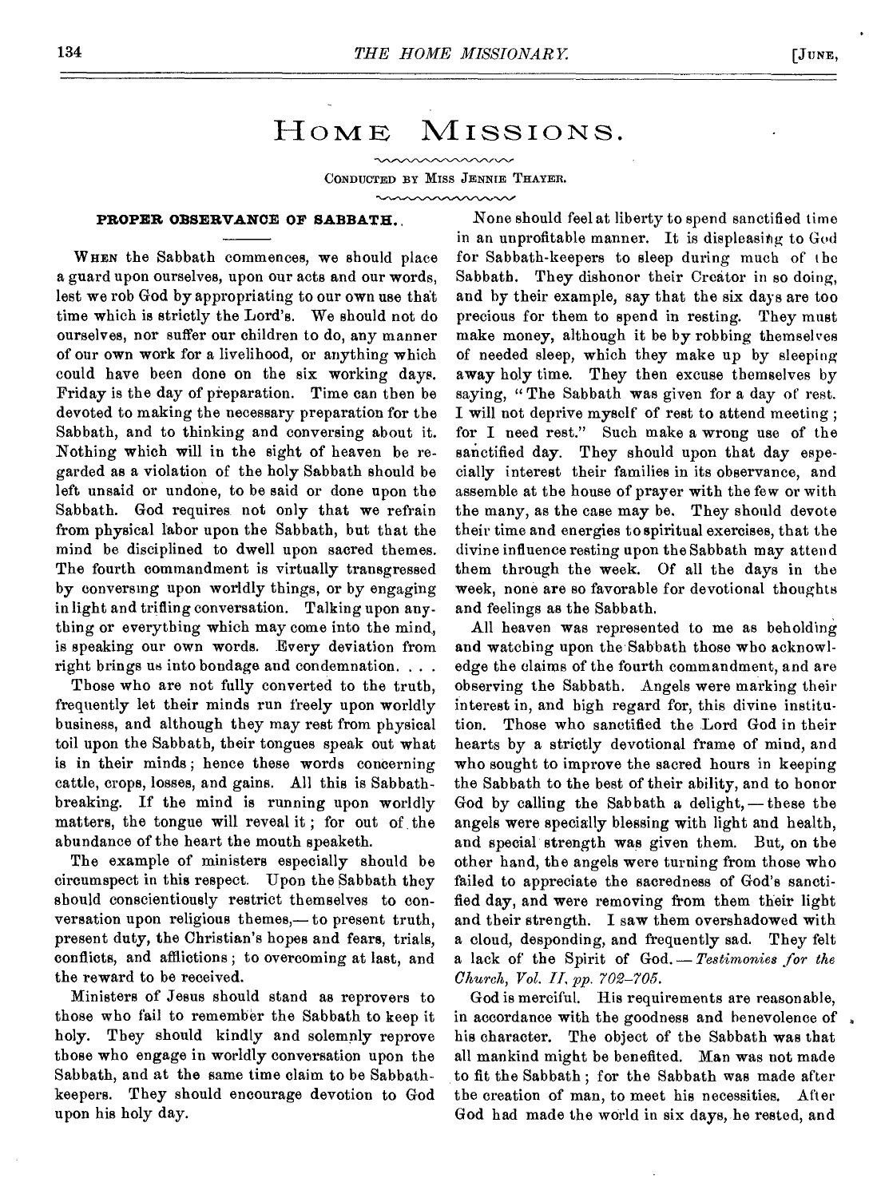# Home Missions.

Conducted by Miss Jennie Thayer.

## PROPER OBSERVANCE OF SABBATH.

When the Sabbath commences, we should place a guard upon ourselves, upon our acts and our words, lest we rob God by appropriating to our own use that time which is strictly the Lord's. We should not do ourselves, nor suffer our children to do, any manner of our own work for a livelihood, or anything which could have been done on the six working days. Friday is the day of preparation. Time can then be devoted to making the necessary preparation for the Sabbath, and to thinking and conversing about it. Nothing which will in the sight of heaven be regarded as a violation of the holy Sabbath should be left unsaid or undone, to be said or done upon the Sabbath. God requires not only that we refrain from physical labor upon the Sabbath, but that the mind be disciplined to dwell upon sacred themes. The fourth commandment is virtually transgressed by conversing upon worldly things, or by engaging in light and trifling conversation. Talking upon anything or everything which may come into the mind, is speaking our own words. Every deviation from right brings us into bondage and condemnation. . . .

Those who are not fully converted to the truth, frequently let their minds run freely upon worldly business, and although they may rest from physical toil upon the Sabbath, their tongues speak out what is in their minds; hence these words concerning cattle, crops, losses, and gains. All this is Sabbath-breaking. If the mind is running upon worldly matters, the tongue will reveal it; for out of the abundance of the heart the mouth speaketh.

The example of ministers especially should be circumspect in this respect. Upon the Sabbath they should conscientiously restrict themselves to conversation upon religious themes,—to present truth, present duty, the Christian's hopes and fears, trials, conflicts, and afflictions; to overcoming at last, and the reward to be received.

Ministers of Jesus should stand as reprovers to those who fail to remember the Sabbath to keep it holy. They should kindly and solemnly reprove those who engage in worldly conversation upon the Sabbath, and at the same time claim to be Sabbath-keepers. They should encourage devotion to God upon his holy day.

None should feel at liberty to spend sanctified time in an unprofitable manner. It is displeasing to God for Sabbath-keepers to sleep during much of the Sabbath. They dishonor their Creator in so doing, and by their example, say that the six days are too precious for them to spend in resting. They must make money, although it be by robbing themselves of needed sleep, which they make up by sleeping away holy time. They then excuse themselves by saying, "The Sabbath was given for a day of rest. I will not deprive myself of rest to attend meeting; for I need rest." Such make a wrong use of the sanctified day. They should upon that day especially interest their families in its observance, and assemble at the house of prayer with the few or with the many, as the case may be. They should devote their time and energies to spiritual exercises, that the divine influence resting upon the Sabbath may attend them through the week. Of all the days in the week, none are so favorable for devotional thoughts and feelings as the Sabbath.

All heaven was represented to me as beholding and watching upon the Sabbath those who acknowledge the claims of the fourth commandment, and are observing the Sabbath. Angels were marking their interest in, and high regard for, this divine institution. Those who sanctified the Lord God in their hearts by a strictly devotional frame of mind, and who sought to improve the sacred hours in keeping the Sabbath to the best of their ability, and to honor God by calling the Sabbath a delight,—these the angels were specially blessing with light and health, and special strength was given them. But, on the other hand, the angels were turning from those who failed to appreciate the sacredness of God's sanctified day, and were removing from them their light and their strength. I saw them overshadowed with a cloud, desponding, and frequently sad. They felt a lack of the Spirit of God.—*Testimonies for the Church, Vol. II, pp. 702–705.*

God is merciful. His requirements are reasonable, in accordance with the goodness and benevolence of his character. The object of the Sabbath was that all mankind might be benefited. Man was not made to fit the Sabbath; for the Sabbath was made after the creation of man, to meet his necessities. After God had made the world in six days, he rested, and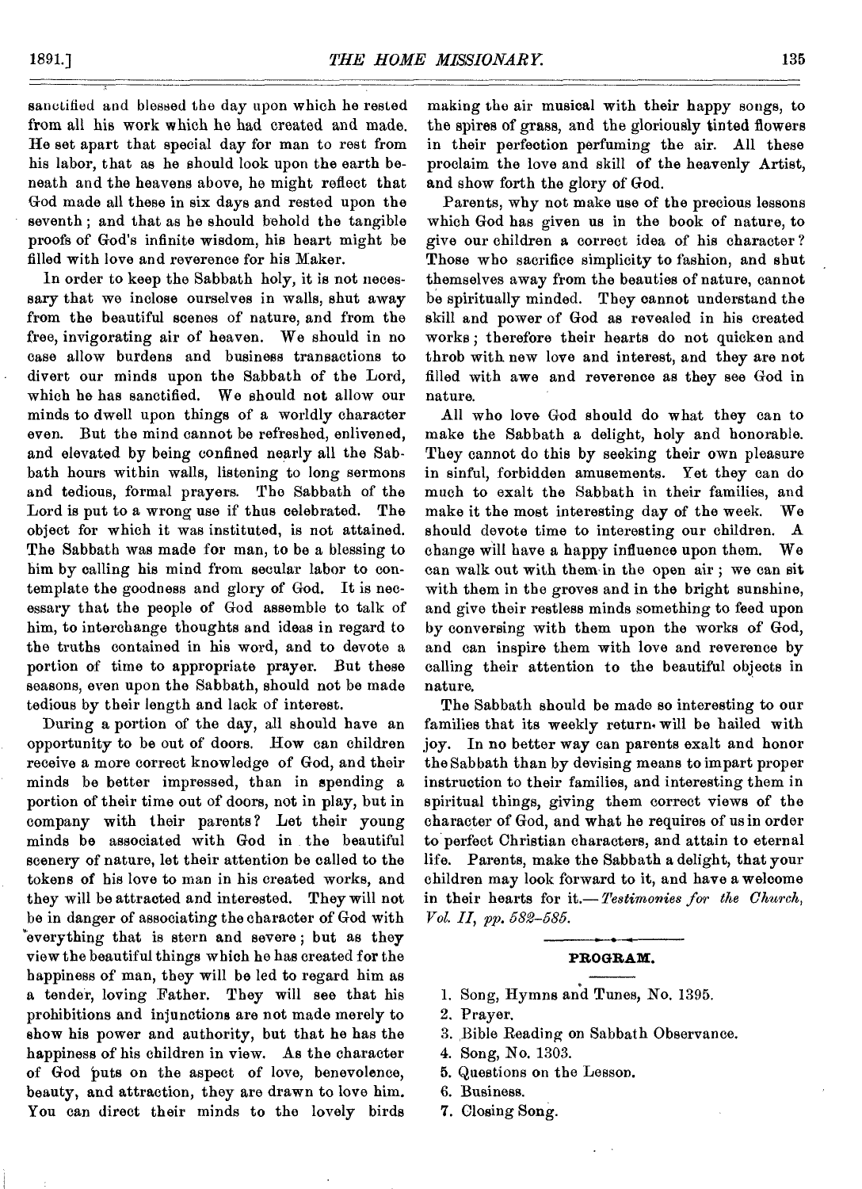sanctified and blessed the day upon which he rested from all his work which he had created and made. He set apart that special day for man to rest from his labor, that as he should look upon the earth beneath and the heavens above, he might reflect that God made all these in six days and rested upon the seventh; and that as he should behold the tangible proofs of God's infinite wisdom, his heart might be filled with love and reverence for his Maker.

In order to keep the Sabbath holy, it is not necessary that we inclose ourselves in walls, shut away from the beautiful scenes of nature, and from the free, invigorating air of heaven. We should in no case allow burdens and business transactions to divert our minds upon the Sabbath of the Lord, which he has sanctified. We should not allow our minds to dwell upon things of a worldly character even. But the mind cannot be refreshed, enlivened, and elevated by being confined nearly all the Sabbath hours within walls, listening to long sermons and tedious, formal prayers. The Sabbath of the Lord is put to a wrong use if thus celebrated. The object for which it was instituted, is not attained. The Sabbath was made for man, to be a blessing to him by calling his mind from secular labor to contemplate the goodness and glory of God. It is necessary that the people of God assemble to talk of him, to interchange thoughts and ideas in regard to the truths contained in his word, and to devote a portion of time to appropriate prayer. But these seasons, even upon the Sabbath, should not be made tedious by their length and lack of interest.

During a portion of the day, all should have an opportunity to be out of doors. How can children receive a more correct knowledge of God, and their minds be better impressed, than in spending a portion of their time out of doors, not in play, but in company with their parents? Let their young minds be associated with God in the beautiful scenery of nature, let their attention be called to the tokens of his love to man in his created works, and they will be attracted and interested. They will not be in danger of associating the character of God with everything that is stern and severe; but as they view the beautiful things which he has created for the happiness of man, they will be led to regard him as a tender, loving Father. They will see that his prohibitions and injunctions are not made merely to show his power and authority, but that he has the happiness of his children in view. As the character of God puts on the aspect of love, benevolence, beauty, and attraction, they are drawn to love him. You can direct their minds to the lovely birds making the air musical with their happy songs, to the spires of grass, and the gloriously tinted flowers in their perfection perfuming the air. All these proclaim the love and skill of the heavenly Artist, and show forth the glory of God.

Parents, why not make use of the precious lessons which God has given us in the book of nature, to give our children a correct idea of his character? Those who sacrifice simplicity to fashion, and shut themselves away from the beauties of nature, cannot be spiritually minded. They cannot understand the skill and power of God as revealed in his created works; therefore their hearts do not quicken and throb with new love and interest, and they are not filled with awe and reverence as they see God in nature.

All who love God should do what they can to make the Sabbath a delight, holy and honorable. They cannot do this by seeking their own pleasure in sinful, forbidden amusements. Yet they can do much to exalt the Sabbath in their families, and make it the most interesting day of the week. We should devote time to interesting our children. A change will have a happy influence upon them. We can walk out with them in the open air; we can sit with them in the groves and in the bright sunshine, and give their restless minds something to feed upon by conversing with them upon the works of God, and can inspire them with love and reverence by calling their attention to the beautiful objects in nature.

The Sabbath should be made so interesting to our families that its weekly return will be hailed with joy. In no better way can parents exalt and honor the Sabbath than by devising means to impart proper instruction to their families, and interesting them in spiritual things, giving them correct views of the character of God, and what he requires of us in order to perfect Christian characters, and attain to eternal life. Parents, make the Sabbath a delight, that your children may look forward to it, and have a welcome in their hearts for it.—*Testimonies for the Church, Vol. II, pp. 582–585.*

## PROGRAM.

1. Song, Hymns and Tunes, No. 1395.
2. Prayer.
3. Bible Reading on Sabbath Observance.
4. Song, No. 1303.
5. Questions on the Lesson.
6. Business.
7. Closing Song.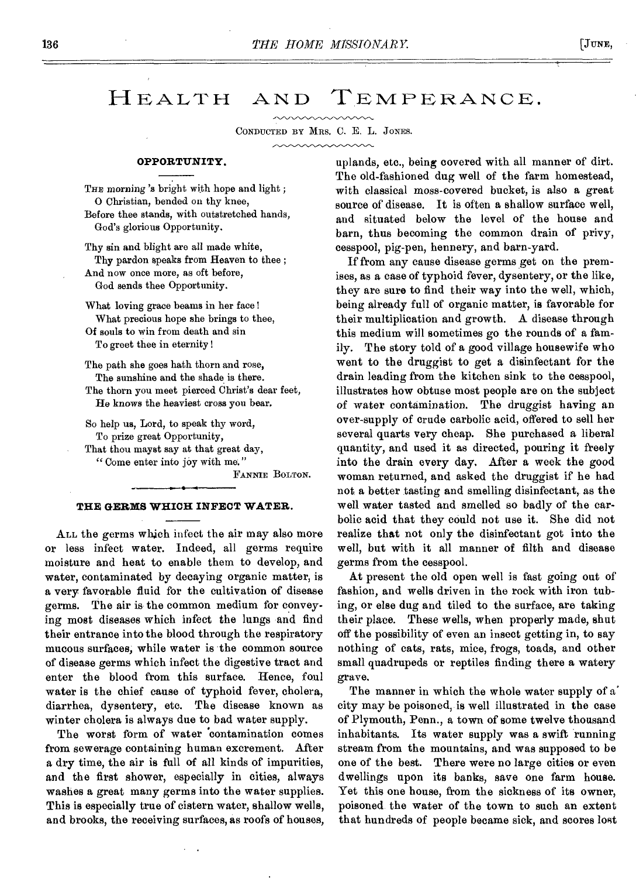# HEALTH AND TEMPERANCE.

CONDUCTED BY MRS. C. E. L. JONES.

### OPPORTUNITY.

THE morning 's bright with hope and light;
O Christian, bended on thy knee,
Before thee stands, with outstretched hands,
God's glorious Opportunity.

Thy sin and blight are all made white,
Thy pardon speaks from Heaven to thee;
And now once more, as oft before,
God sends thee Opportunity.

What loving grace beams in her face!
What precious hope she brings to thee,
Of souls to win from death and sin
To greet thee in eternity!

The path she goes hath thorn and rose,
The sunshine and the shade is there.
The thorn you meet pierced Christ's dear feet,
He knows the heaviest cross you bear.

So help us, Lord, to speak thy word,
To prize great Opportunity,
That thou mayst say at that great day,
"Come enter into joy with me."

FANNIE BOLTON.

### THE GERMS WHICH INFECT WATER.

ALL the germs which infect the air may also more or less infect water. Indeed, all germs require moisture and heat to enable them to develop, and water, contaminated by decaying organic matter, is a very favorable fluid for the cultivation of disease germs. The air is the common medium for conveying most diseases which infect the lungs and find their entrance into the blood through the respiratory mucous surfaces, while water is the common source of disease germs which infect the digestive tract and enter the blood from this surface. Hence, foul water is the chief cause of typhoid fever, cholera, diarrhea, dysentery, etc. The disease known as winter cholera is always due to bad water supply.

The worst form of water contamination comes from sewerage containing human excrement. After a dry time, the air is full of all kinds of impurities, and the first shower, especially in cities, always washes a great many germs into the water supplies. This is especially true of cistern water, shallow wells, and brooks, the receiving surfaces, as roofs of houses, uplands, etc., being covered with all manner of dirt. The old-fashioned dug well of the farm homestead, with classical moss-covered bucket, is also a great source of disease. It is often a shallow surface well, and situated below the level of the house and barn, thus becoming the common drain of privy, cesspool, pig-pen, hennery, and barn-yard.

If from any cause disease germs get on the premises, as a case of typhoid fever, dysentery, or the like, they are sure to find their way into the well, which, being already full of organic matter, is favorable for their multiplication and growth. A disease through this medium will sometimes go the rounds of a family. The story told of a good village housewife who went to the druggist to get a disinfectant for the drain leading from the kitchen sink to the cesspool, illustrates how obtuse most people are on the subject of water contamination. The druggist having an over-supply of crude carbolic acid, offered to sell her several quarts very cheap. She purchased a liberal quantity, and used it as directed, pouring it freely into the drain every day. After a week the good woman returned, and asked the druggist if he had not a better tasting and smelling disinfectant, as the well water tasted and smelled so badly of the carbolic acid that they could not use it. She did not realize that not only the disinfectant got into the well, but with it all manner of filth and disease germs from the cesspool.

At present the old open well is fast going out of fashion, and wells driven in the rock with iron tubing, or else dug and tiled to the surface, are taking their place. These wells, when properly made, shut off the possibility of even an insect getting in, to say nothing of cats, rats, mice, frogs, toads, and other small quadrupeds or reptiles finding there a watery grave.

The manner in which the whole water supply of a city may be poisoned, is well illustrated in the case of Plymouth, Penn., a town of some twelve thousand inhabitants. Its water supply was a swift running stream from the mountains, and was supposed to be one of the best. There were no large cities or even dwellings upon its banks, save one farm house. Yet this one house, from the sickness of its owner, poisoned the water of the town to such an extent that hundreds of people became sick, and scores lost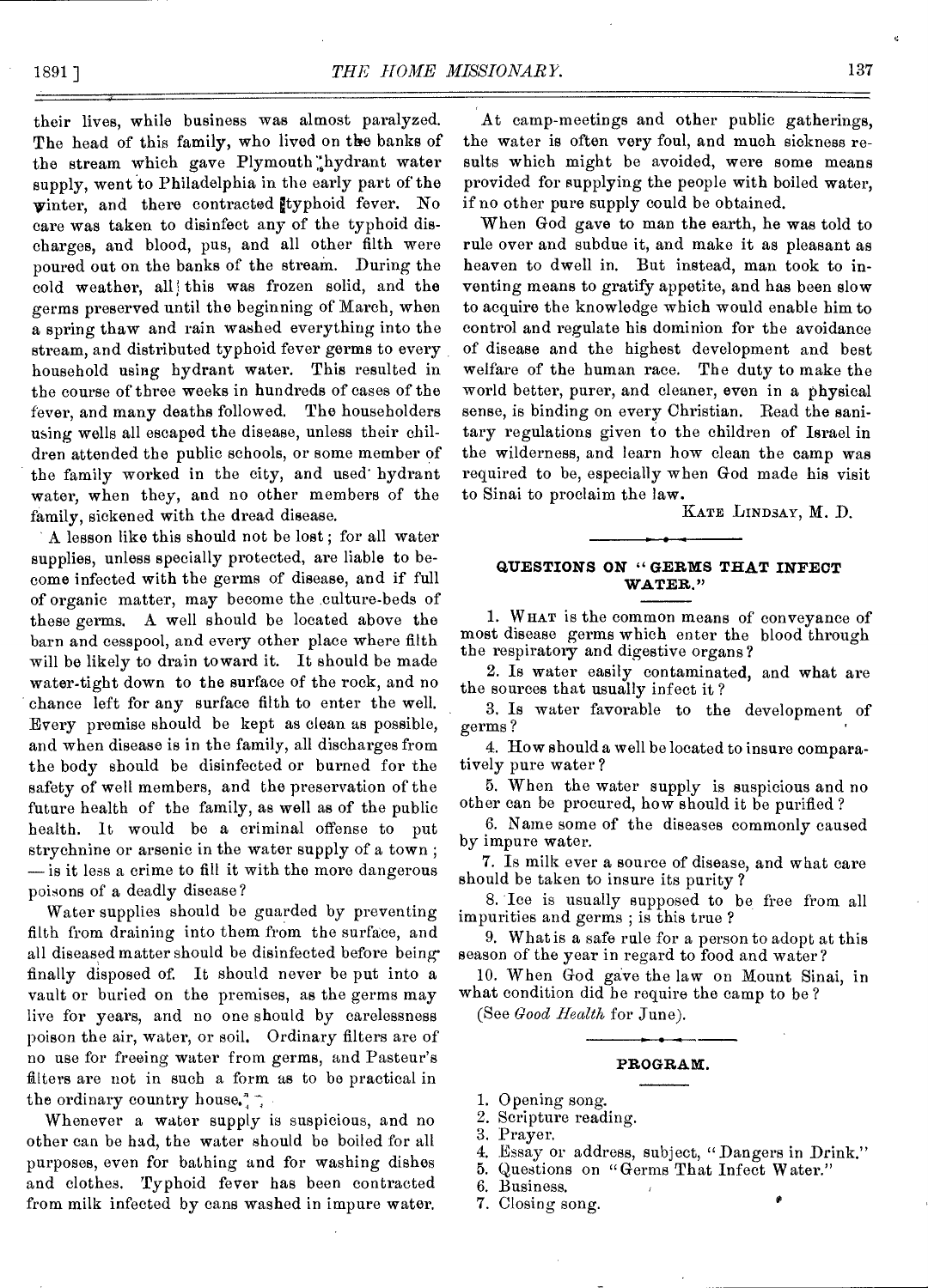their lives, while business was almost paralyzed. The head of this family, who lived on the banks of the stream which gave Plymouth hydrant water supply, went to Philadelphia in the early part of the winter, and there contracted typhoid fever. No care was taken to disinfect any of the typhoid discharges, and blood, pus, and all other filth were poured out on the banks of the stream. During the cold weather, all this was frozen solid, and the germs preserved until the beginning of March, when a spring thaw and rain washed everything into the stream, and distributed typhoid fever germs to every household using hydrant water. This resulted in the course of three weeks in hundreds of cases of the fever, and many deaths followed. The householders using wells all escaped the disease, unless their children attended the public schools, or some member of the family worked in the city, and used hydrant water, when they, and no other members of the family, sickened with the dread disease.

A lesson like this should not be lost; for all water supplies, unless specially protected, are liable to become infected with the germs of disease, and if full of organic matter, may become the culture-beds of these germs. A well should be located above the barn and cesspool, and every other place where filth will be likely to drain toward it. It should be made water-tight down to the surface of the rock, and no chance left for any surface filth to enter the well. Every premise should be kept as clean as possible, and when disease is in the family, all discharges from the body should be disinfected or burned for the safety of well members, and the preservation of the future health of the family, as well as of the public health. It would be a criminal offense to put strychnine or arsenic in the water supply of a town; — is it less a crime to fill it with the more dangerous poisons of a deadly disease?

Water supplies should be guarded by preventing filth from draining into them from the surface, and all diseased matter should be disinfected before being finally disposed of. It should never be put into a vault or buried on the premises, as the germs may live for years, and no one should by carelessness poison the air, water, or soil. Ordinary filters are of no use for freeing water from germs, and Pasteur's filters are not in such a form as to be practical in the ordinary country house.

Whenever a water supply is suspicious, and no other can be had, the water should be boiled for all purposes, even for bathing and for washing dishes and clothes. Typhoid fever has been contracted from milk infected by cans washed in impure water.

At camp-meetings and other public gatherings, the water is often very foul, and much sickness results which might be avoided, were some means provided for supplying the people with boiled water, if no other pure supply could be obtained.

When God gave to man the earth, he was told to rule over and subdue it, and make it as pleasant as heaven to dwell in. But instead, man took to inventing means to gratify appetite, and has been slow to acquire the knowledge which would enable him to control and regulate his dominion for the avoidance of disease and the highest development and best welfare of the human race. The duty to make the world better, purer, and cleaner, even in a physical sense, is binding on every Christian. Read the sanitary regulations given to the children of Israel in the wilderness, and learn how clean the camp was required to be, especially when God made his visit to Sinai to proclaim the law.

KATE LINDSAY, M. D.

## QUESTIONS ON "GERMS THAT INFECT WATER."

1. WHAT is the common means of conveyance of most disease germs which enter the blood through the respiratory and digestive organs?

2. Is water easily contaminated, and what are the sources that usually infect it?

3. Is water favorable to the development of germs?

4. How should a well be located to insure comparatively pure water?

5. When the water supply is suspicious and no other can be procured, how should it be purified?

6. Name some of the diseases commonly caused by impure water.

7. Is milk ever a source of disease, and what care should be taken to insure its purity?

8. Ice is usually supposed to be free from all impurities and germs; is this true?

9. What is a safe rule for a person to adopt at this season of the year in regard to food and water?

10. When God gave the law on Mount Sinai, in what condition did he require the camp to be?

(See *Good Health* for June).

## PROGRAM.

1. Opening song.
2. Scripture reading.
3. Prayer.
4. Essay or address, subject, "Dangers in Drink."
5. Questions on "Germs That Infect Water."
6. Business.
7. Closing song.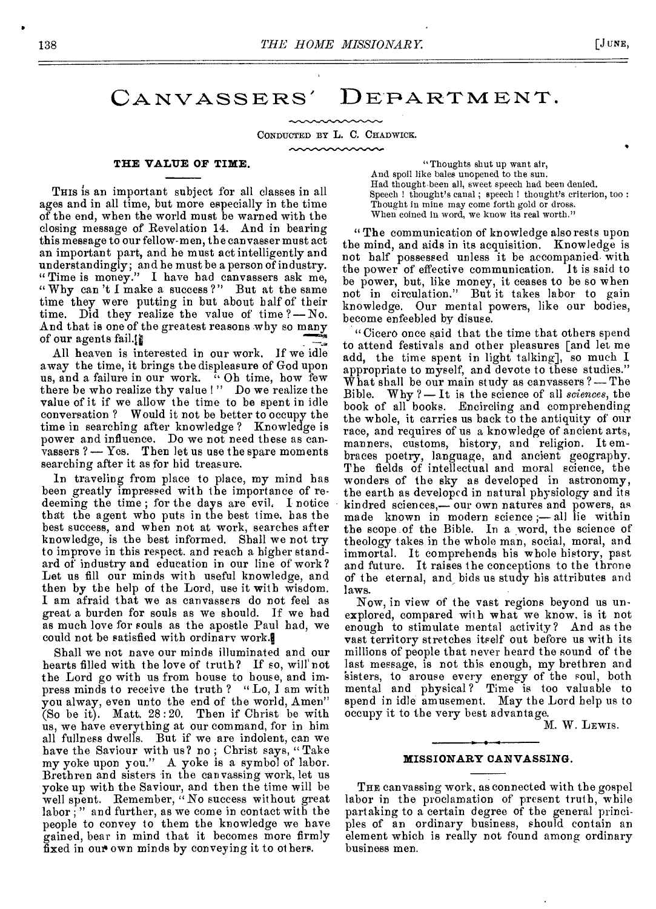# CANVASSERS' DEPARTMENT.

CONDUCTED BY L. C. CHADWICK.

### THE VALUE OF TIME.

THIS is an important subject for all classes in all ages and in all time, but more especially in the time of the end, when the world must be warned with the closing message of Revelation 14. And in bearing this message to our fellow-men, the canvasser must act an important part, and he must act intelligently and understandingly; and he must be a person of industry. "Time is money." I have had canvassers ask me, "Why can't I make a success?" But at the same time they were putting in but about half of their time. Did they realize the value of time?—No. And that is one of the greatest reasons why so many of our agents fail.

All heaven is interested in our work. If we idle away the time, it brings the displeasure of God upon us, and a failure in our work. "Oh time, how few there be who realize thy value!" Do we realize the value of it if we allow the time to be spent in idle conversation? Would it not be better to occupy the time in searching after knowledge? Knowledge is power and influence. Do we not need these as canvassers?—Yes. Then let us use the spare moments searching after it as for hid treasure.

In traveling from place to place, my mind has been greatly impressed with the importance of redeeming the time; for the days are evil. I notice that the agent who puts in the best time, has the best success, and when not at work, searches after knowledge, is the best informed. Shall we not try to improve in this respect, and reach a higher standard of industry and education in our line of work? Let us fill our minds with useful knowledge, and then by the help of the Lord, use it with wisdom. I am afraid that we as canvassers do not feel as great a burden for souls as we should. If we had as much love for souls as the apostle Paul had, we could not be satisfied with ordinary work.

Shall we not have our minds illuminated and our hearts filled with the love of truth? If so, will not the Lord go with us from house to house, and impress minds to receive the truth? "Lo, I am with you alway, even unto the end of the world, Amen" (So be it). Matt. 28:20. Then if Christ be with us, we have everything at our command, for in him all fullness dwells. But if we are indolent, can we have the Saviour with us? no; Christ says, "Take my yoke upon you." A yoke is a symbol of labor. Brethren and sisters in the canvassing work, let us yoke up with the Saviour, and then the time will be well spent. Remember, "No success without great labor;" and further, as we come in contact with the people to convey to them the knowledge we have gained, bear in mind that it becomes more firmly fixed in our own minds by conveying it to others.

> "Thoughts shut up want air,
> And spoil like bales unopened to the sun.
> Had thought been all, sweet speech had been denied.
> Speech! thought's canal; speech! thought's criterion, too:
> Thought in mine may come forth gold or dross.
> When coined in word, we know its real worth."

"The communication of knowledge also rests upon the mind, and aids in its acquisition. Knowledge is not half possessed unless it be accompanied with the power of effective communication. It is said to be power, but, like money, it ceases to be so when not in circulation." But it takes labor to gain knowledge. Our mental powers, like our bodies, become enfeebled by disuse.

"Cicero once said that the time that others spend to attend festivals and other pleasures [and let me add, the time spent in light talking], so much I appropriate to myself, and devote to these studies." What shall be our main study as canvassers?—The Bible. Why?—It is the science of all *sciences*, the book of all books. Encircling and comprehending the whole, it carries us back to the antiquity of our race, and requires of us a knowledge of ancient arts, manners, customs, history, and religion. It embraces poetry, language, and ancient geography. The fields of intellectual and moral science, the wonders of the sky as developed in astronomy, the earth as developed in natural physiology and its kindred sciences,—our own natures and powers, as made known in modern science;—all lie within the scope of the Bible. In a word, the science of theology takes in the whole man, social, moral, and immortal. It comprehends his whole history, past and future. It raises the conceptions to the throne of the eternal, and bids us study his attributes and laws.

Now, in view of the vast regions beyond us unexplored, compared with what we know, is it not enough to stimulate mental activity? And as the vast territory stretches itself out before us with its millions of people that never heard the sound of the last message, is not this enough, my brethren and sisters, to arouse every energy of the soul, both mental and physical? Time is too valuable to spend in idle amusement. May the Lord help us to occupy it to the very best advantage.

M. W. LEWIS.

---

### MISSIONARY CANVASSING.

THE canvassing work, as connected with the gospel labor in the proclamation of present truth, while partaking to a certain degree of the general principles of an ordinary business, should contain an element which is really not found among ordinary business men.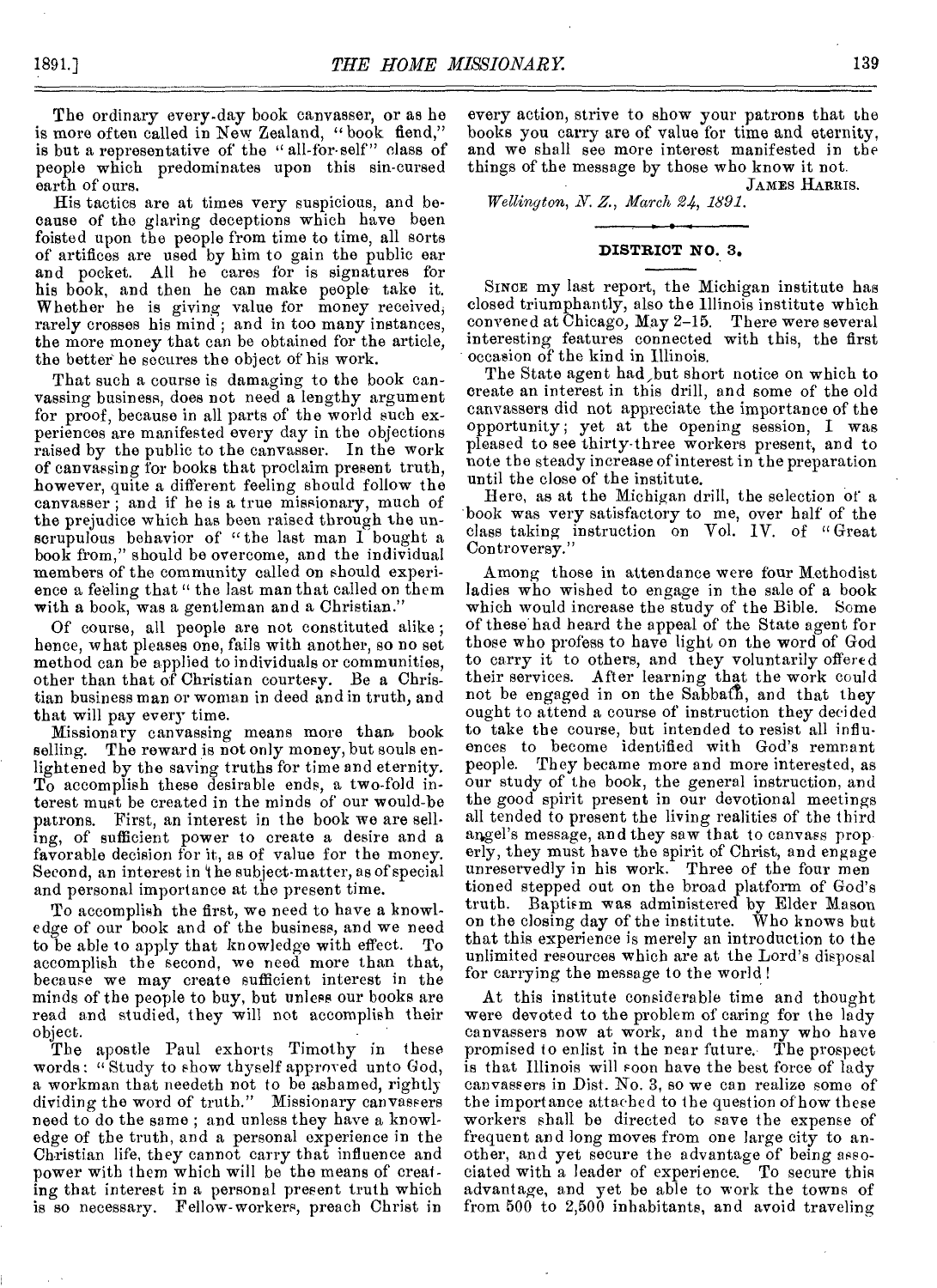The ordinary every-day book canvasser, or as he is more often called in New Zealand, "book fiend," is but a representative of the "all-for-self" class of people which predominates upon this sin-cursed earth of ours.

His tactics are at times very suspicious, and because of the glaring deceptions which have been foisted upon the people from time to time, all sorts of artifices are used by him to gain the public ear and pocket. All he cares for is signatures for his book, and then he can make people take it. Whether he is giving value for money received, rarely crosses his mind; and in too many instances, the more money that can be obtained for the article, the better he secures the object of his work.

That such a course is damaging to the book canvassing business, does not need a lengthy argument for proof, because in all parts of the world such experiences are manifested every day in the objections raised by the public to the canvasser. In the work of canvassing for books that proclaim present truth, however, quite a different feeling should follow the canvasser; and if he is a true missionary, much of the prejudice which has been raised through the unscrupulous behavior of "the last man I bought a book from," should be overcome, and the individual members of the community called on should experience a feeling that "the last man that called on them with a book, was a gentleman and a Christian."

Of course, all people are not constituted alike; hence, what pleases one, fails with another, so no set method can be applied to individuals or communities, other than that of Christian courtesy. Be a Christian business man or woman in deed and in truth, and that will pay every time.

Missionary canvassing means more than book selling. The reward is not only money, but souls enlightened by the saving truths for time and eternity. To accomplish these desirable ends, a two-fold interest must be created in the minds of our would-be patrons. First, an interest in the book we are selling, of sufficient power to create a desire and a favorable decision for it, as of value for the money. Second, an interest in the subject-matter, as of special and personal importance at the present time.

To accomplish the first, we need to have a knowledge of our book and of the business, and we need to be able to apply that knowledge with effect. To accomplish the second, we need more than that, because we may create sufficient interest in the minds of the people to buy, but unless our books are read and studied, they will not accomplish their object.

The apostle Paul exhorts Timothy in these words: "Study to show thyself approved unto God, a workman that needeth not to be ashamed, rightly dividing the word of truth." Missionary canvassers need to do the same; and unless they have a knowledge of the truth, and a personal experience in the Christian life, they cannot carry that influence and power with them which will be the means of creating that interest in a personal present truth which is so necessary. Fellow-workers, preach Christ in every action, strive to show your patrons that the books you carry are of value for time and eternity, and we shall see more interest manifested in the things of the message by those who know it not.

JAMES HARRIS.

*Wellington, N. Z., March 24, 1891.*

## DISTRICT NO. 3.

SINCE my last report, the Michigan institute has closed triumphantly, also the Illinois institute which convened at Chicago, May 2–15. There were several interesting features connected with this, the first occasion of the kind in Illinois.

The State agent had but short notice on which to create an interest in this drill, and some of the old canvassers did not appreciate the importance of the opportunity; yet at the opening session, I was pleased to see thirty-three workers present, and to note the steady increase of interest in the preparation until the close of the institute.

Here, as at the Michigan drill, the selection of a book was very satisfactory to me, over half of the class taking instruction on Vol. IV. of "Great Controversy."

Among those in attendance were four Methodist ladies who wished to engage in the sale of a book which would increase the study of the Bible. Some of these had heard the appeal of the State agent for those who profess to have light on the word of God to carry it to others, and they voluntarily offered their services. After learning that the work could not be engaged in on the Sabbath, and that they ought to attend a course of instruction they decided to take the course, but intended to resist all influences to become identified with God's remnant people. They became more and more interested, as our study of the book, the general instruction, and the good spirit present in our devotional meetings all tended to present the living realities of the third angel's message, and they saw that to canvass properly, they must have the spirit of Christ, and engage unreservedly in his work. Three of the four mentioned stepped out on the broad platform of God's truth. Baptism was administered by Elder Mason on the closing day of the institute. Who knows but that this experience is merely an introduction to the unlimited resources which are at the Lord's disposal for carrying the message to the world!

At this institute considerable time and thought were devoted to the problem of caring for the lady canvassers now at work, and the many who have promised to enlist in the near future. The prospect is that Illinois will soon have the best force of lady canvassers in Dist. No. 3, so we can realize some of the importance attached to the question of how these workers shall be directed to save the expense of frequent and long moves from one large city to another, and yet secure the advantage of being associated with a leader of experience. To secure this advantage, and yet be able to work the towns of from 500 to 2,500 inhabitants, and avoid traveling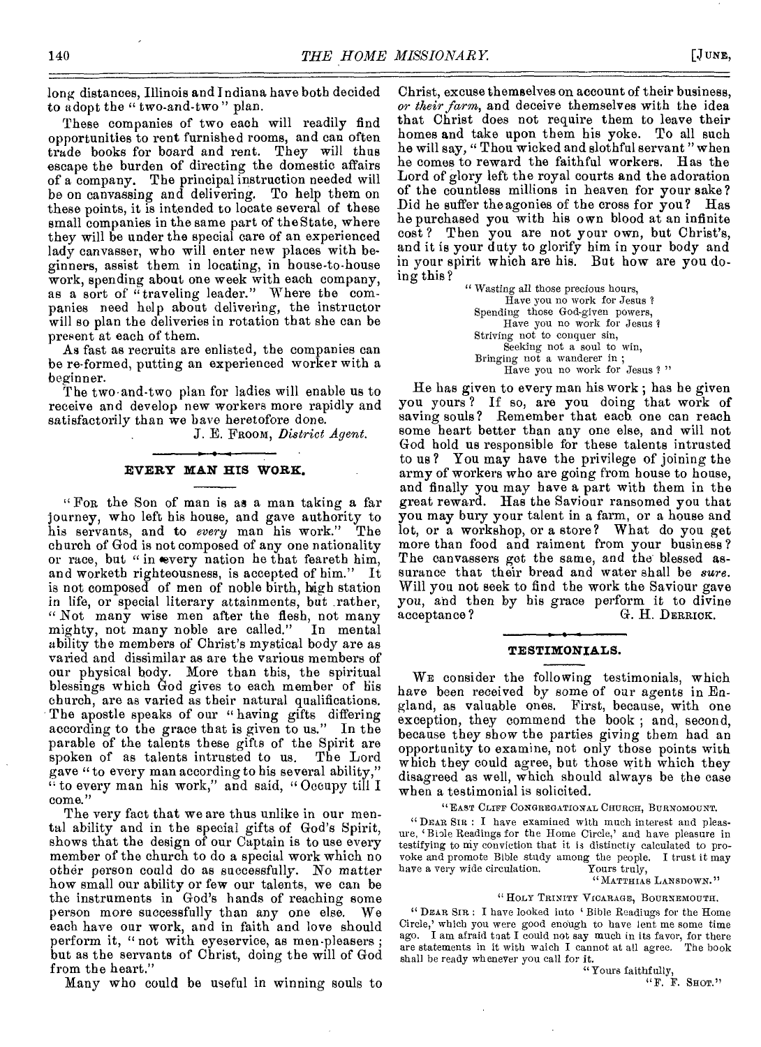long distances, Illinois and Indiana have both decided to adopt the "two-and-two" plan.

These companies of two each will readily find opportunities to rent furnished rooms, and can often trade books for board and rent. They will thus escape the burden of directing the domestic affairs of a company. The principal instruction needed will be on canvassing and delivering. To help them on these points, it is intended to locate several of these small companies in the same part of the State, where they will be under the special care of an experienced lady canvasser, who will enter new places with beginners, assist them in locating, in house-to-house work, spending about one week with each company, as a sort of "traveling leader." Where the companies need help about delivering, the instructor will so plan the deliveries in rotation that she can be present at each of them.

As fast as recruits are enlisted, the companies can be re-formed, putting an experienced worker with a beginner.

The two-and-two plan for ladies will enable us to receive and develop new workers more rapidly and satisfactorily than we have heretofore done.

J. E. FROOM, *District Agent.*

## EVERY MAN HIS WORK.

"FOR the Son of man is as a man taking a far journey, who left his house, and gave authority to his servants, and to *every* man his work." The church of God is not composed of any one nationality or race, but "in every nation he that feareth him, and worketh righteousness, is accepted of him." It is not composed of men of noble birth, high station in life, or special literary attainments, but rather, "Not many wise men after the flesh, not many mighty, not many noble are called." In mental ability the members of Christ's mystical body are as varied and dissimilar as are the various members of our physical body. More than this, the spiritual blessings which God gives to each member of his church, are as varied as their natural qualifications. The apostle speaks of our "having gifts differing according to the grace that is given to us." In the parable of the talents these gifts of the Spirit are spoken of as talents intrusted to us. The Lord gave "to every man according to his several ability," "to every man his work," and said, "Occupy till I come."

The very fact that we are thus unlike in our mental ability and in the special gifts of God's Spirit, shows that the design of our Captain is to use every member of the church to do a special work which no other person could do as successfully. No matter how small our ability or few our talents, we can be the instruments in God's hands of reaching some person more successfully than any one else. We each have our work, and in faith and love should perform it, "not with eyeservice, as men-pleasers; but as the servants of Christ, doing the will of God from the heart."

Many who could be useful in winning souls to Christ, excuse themselves on account of their business, *or their farm*, and deceive themselves with the idea that Christ does not require them to leave their homes and take upon them his yoke. To all such he will say, "Thou wicked and slothful servant" when he comes to reward the faithful workers. Has the Lord of glory left the royal courts and the adoration of the countless millions in heaven for your sake? Did he suffer the agonies of the cross for you? Has he purchased you with his own blood at an infinite cost? Then you are not your own, but Christ's, and it is your duty to glorify him in your body and in your spirit which are his. But how are you doing this?

> "Wasting all those precious hours,
> Have you no work for Jesus?
> Spending those God-given powers,
> Have you no work for Jesus?
> Striving not to conquer sin,
> Seeking not a soul to win,
> Bringing not a wanderer in;
> Have you no work for Jesus?"

He has given to every man his work; has he given you yours? If so, are you doing that work of saving souls? Remember that each one can reach some heart better than any one else, and will not God hold us responsible for these talents intrusted to us? You may have the privilege of joining the army of workers who are going from house to house, and finally you may have a part with them in the great reward. Has the Saviour ransomed you that you may bury your talent in a farm, or a house and lot, or a workshop, or a store? What do you get more than food and raiment from your business? The canvassers get the same, and the blessed assurance that their bread and water shall be *sure*. Will you not seek to find the work the Saviour gave you, and then by his grace perform it to divine acceptance?

G. H. DERRICK.

## TESTIMONIALS.

WE consider the following testimonials, which have been received by some of our agents in England, as valuable ones. First, because, with one exception, they commend the book; and, second, because they show the parties giving them had an opportunity to examine, not only those points with which they could agree, but those with which they disagreed as well, which should always be the case when a testimonial is solicited.

"EAST CLIFF CONGREGATIONAL CHURCH, BURNOMOUNT.

"DEAR SIR: I have examined with much interest and pleasure, 'Bible Readings for the Home Circle,' and have pleasure in testifying to my conviction that it is distinctly calculated to provoke and promote Bible study among the people. I trust it may have a very wide circulation. Yours truly,

"MATTHIAS LANSDOWN."

"HOLY TRINITY VICARAGE, BOURNEMOUTH.

"DEAR SIR: I have looked into 'Bible Readings for the Home Circle,' which you were good enough to have lent me some time ago. I am afraid that I could not say much in its favor, for there are statements in it with which I cannot at all agree. The book shall be ready whenever you call for it.

"Yours faithfully,

"F. F. SHOT."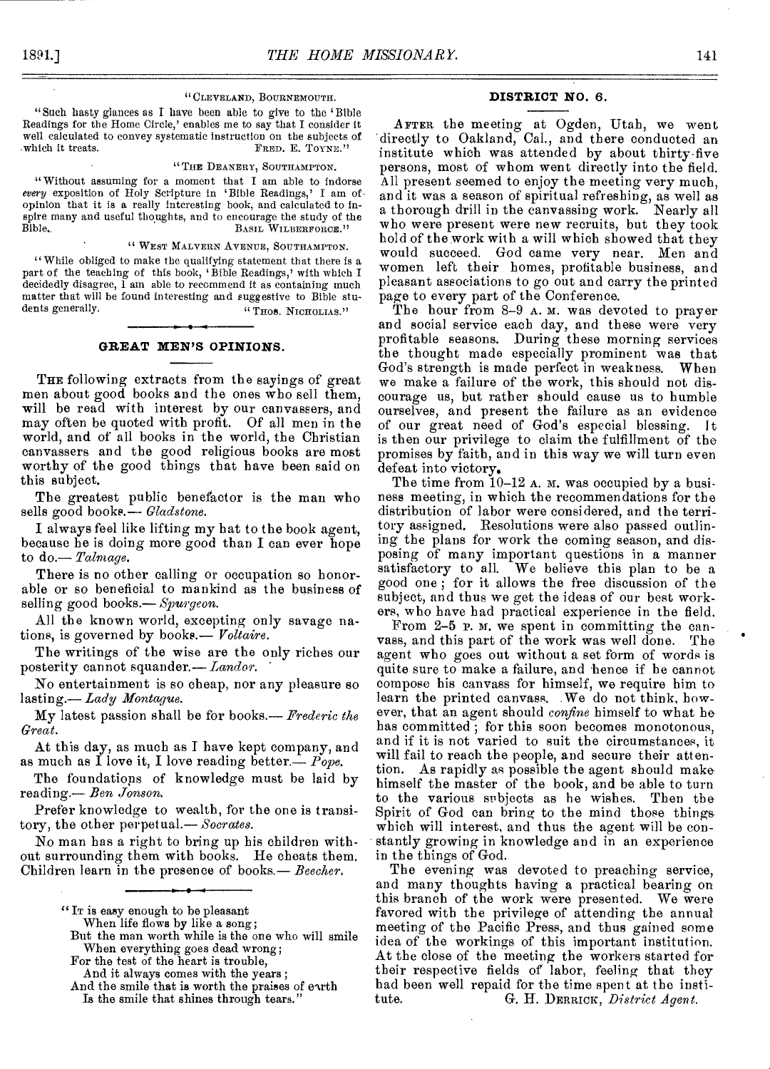"Cleveland, Bournemouth.

"Such hasty glances as I have been able to give to the 'Bible Readings for the Home Circle,' enables me to say that I consider it well calculated to convey systematic instruction on the subjects of which it treats. Fred. E. Toyne."

"The Deanery, Southampton.

"Without assuming for a moment that I am able to indorse *every* exposition of Holy Scripture in 'Bible Readings,' I am of opinion that it is a really interesting book, and calculated to inspire many and useful thoughts, and to encourage the study of the Bible. Basil Wilberforce."

"West Malvern Avenue, Southampton.

"While obliged to make the qualifying statement that there is a part of the teaching of this book, 'Bible Readings,' with which I decidedly disagree, I am able to recommend it as containing much matter that will be found interesting and suggestive to Bible students generally. "Thos. Nicholias."

## GREAT MEN'S OPINIONS.

The following extracts from the sayings of great men about good books and the ones who sell them, will be read with interest by our canvassers, and may often be quoted with profit. Of all men in the world, and of all books in the world, the Christian canvassers and the good religious books are most worthy of the good things that have been said on this subject.

The greatest public benefactor is the man who sells good books.— *Gladstone.*

I always feel like lifting my hat to the book agent, because he is doing more good than I can ever hope to do.— *Talmage.*

There is no other calling or occupation so honorable or so beneficial to mankind as the business of selling good books.— *Spurgeon.*

All the known world, excepting only savage nations, is governed by books.— *Voltaire.*

The writings of the wise are the only riches our posterity cannot squander.— *Landor.*

No entertainment is so cheap, nor any pleasure so lasting.— *Lady Montague.*

My latest passion shall be for books.— *Frederic the Great.*

At this day, as much as I have kept company, and as much as I love it, I love reading better.— *Pope.*

The foundations of knowledge must be laid by reading.— *Ben Jonson.*

Prefer knowledge to wealth, for the one is transitory, the other perpetual.— *Socrates.*

No man has a right to bring up his children without surrounding them with books. He cheats them. Children learn in the presence of books.— *Beecher.*

"It is easy enough to be pleasant
 When life flows by like a song;
But the man worth while is the one who will smile
 When everything goes dead wrong;
For the test of the heart is trouble,
 And it always comes with the years;
And the smile that is worth the praises of earth
 Is the smile that shines through tears."

## DISTRICT NO. 6.

After the meeting at Ogden, Utah, we went directly to Oakland, Cal., and there conducted an institute which was attended by about thirty-five persons, most of whom went directly into the field. All present seemed to enjoy the meeting very much, and it was a season of spiritual refreshing, as well as a thorough drill in the canvassing work. Nearly all who were present were new recruits, but they took hold of the work with a will which showed that they would succeed. God came very near. Men and women left their homes, profitable business, and pleasant associations to go out and carry the printed page to every part of the Conference.

The hour from 8–9 A. M. was devoted to prayer and social service each day, and these were very profitable seasons. During these morning services the thought made especially prominent was that God's strength is made perfect in weakness. When we make a failure of the work, this should not discourage us, but rather should cause us to humble ourselves, and present the failure as an evidence of our great need of God's especial blessing. It is then our privilege to claim the fulfillment of the promises by faith, and in this way we will turn even defeat into victory.

The time from 10–12 A. M. was occupied by a business meeting, in which the recommendations for the distribution of labor were considered, and the territory assigned. Resolutions were also passed outlining the plans for work the coming season, and disposing of many important questions in a manner satisfactory to all. We believe this plan to be a good one; for it allows the free discussion of the subject, and thus we get the ideas of our best workers, who have had practical experience in the field.

From 2–5 P. M. we spent in committing the canvass, and this part of the work was well done. The agent who goes out without a set form of words is quite sure to make a failure, and hence if he cannot compose his canvass for himself, we require him to learn the printed canvass. We do not think, however, that an agent should *confine* himself to what he has committed; for this soon becomes monotonous, and if it is not varied to suit the circumstances, it will fail to reach the people, and secure their attention. As rapidly as possible the agent should make himself the master of the book, and be able to turn to the various subjects as he wishes. Then the Spirit of God can bring to the mind those things which will interest, and thus the agent will be constantly growing in knowledge and in an experience in the things of God.

The evening was devoted to preaching service, and many thoughts having a practical bearing on this branch of the work were presented. We were favored with the privilege of attending the annual meeting of the Pacific Press, and thus gained some idea of the workings of this important institution. At the close of the meeting the workers started for their respective fields of labor, feeling that they had been well repaid for the time spent at the institute. G. H. Derrick, *District Agent.*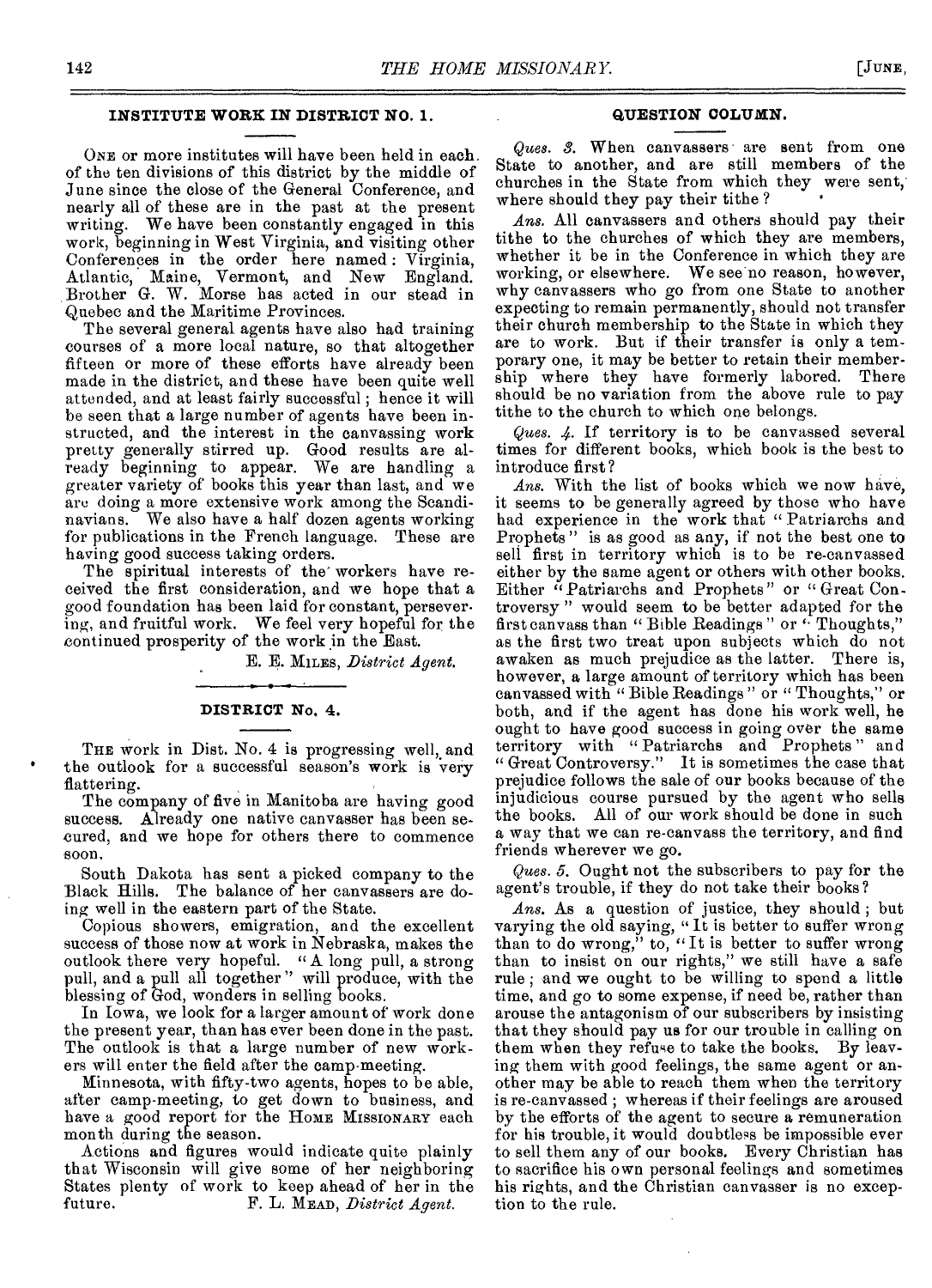## INSTITUTE WORK IN DISTRICT NO. 1.

ONE or more institutes will have been held in each of the ten divisions of this district by the middle of June since the close of the General Conference, and nearly all of these are in the past at the present writing. We have been constantly engaged in this work, beginning in West Virginia, and visiting other Conferences in the order here named: Virginia, Atlantic, Maine, Vermont, and New England. Brother G. W. Morse has acted in our stead in Quebec and the Maritime Provinces.

The several general agents have also had training courses of a more local nature, so that altogether fifteen or more of these efforts have already been made in the district, and these have been quite well attended, and at least fairly successful; hence it will be seen that a large number of agents have been instructed, and the interest in the canvassing work pretty generally stirred up. Good results are already beginning to appear. We are handling a greater variety of books this year than last, and we are doing a more extensive work among the Scandinavians. We also have a half dozen agents working for publications in the French language. These are having good success taking orders.

The spiritual interests of the workers have received the first consideration, and we hope that a good foundation has been laid for constant, persevering, and fruitful work. We feel very hopeful for the continued prosperity of the work in the East.

E. E. MILES, *District Agent.*

## DISTRICT No. 4.

THE work in Dist. No. 4 is progressing well, and the outlook for a successful season's work is very flattering.

The company of five in Manitoba are having good success. Already one native canvasser has been secured, and we hope for others there to commence soon.

South Dakota has sent a picked company to the Black Hills. The balance of her canvassers are doing well in the eastern part of the State.

Copious showers, emigration, and the excellent success of those now at work in Nebraska, makes the outlook there very hopeful. "A long pull, a strong pull, and a pull all together" will produce, with the blessing of God, wonders in selling books.

In Iowa, we look for a larger amount of work done the present year, than has ever been done in the past. The outlook is that a large number of new workers will enter the field after the camp-meeting.

Minnesota, with fifty-two agents, hopes to be able, after camp-meeting, to get down to business, and have a good report for the HOME MISSIONARY each month during the season.

Actions and figures would indicate quite plainly that Wisconsin will give some of her neighboring States plenty of work to keep ahead of her in the future.

F. L. MEAD, *District Agent.*

## QUESTION COLUMN.

*Ques. 3.* When canvassers are sent from one State to another, and are still members of the churches in the State from which they were sent, where should they pay their tithe?

*Ans.* All canvassers and others should pay their tithe to the churches of which they are members, whether it be in the Conference in which they are working, or elsewhere. We see no reason, however, why canvassers who go from one State to another expecting to remain permanently, should not transfer their church membership to the State in which they are to work. But if their transfer is only a temporary one, it may be better to retain their membership where they have formerly labored. There should be no variation from the above rule to pay tithe to the church to which one belongs.

*Ques. 4.* If territory is to be canvassed several times for different books, which book is the best to introduce first?

*Ans.* With the list of books which we now have, it seems to be generally agreed by those who have had experience in the work that "Patriarchs and Prophets" is as good as any, if not the best one to sell first in territory which is to be re-canvassed either by the same agent or others with other books. Either "Patriarchs and Prophets" or "Great Controversy" would seem to be better adapted for the first canvass than "Bible Readings" or "Thoughts," as the first two treat upon subjects which do not awaken as much prejudice as the latter. There is, however, a large amount of territory which has been canvassed with "Bible Readings" or "Thoughts," or both, and if the agent has done his work well, he ought to have good success in going over the same territory with "Patriarchs and Prophets" and "Great Controversy." It is sometimes the case that prejudice follows the sale of our books because of the injudicious course pursued by the agent who sells the books. All of our work should be done in such a way that we can re-canvass the territory, and find friends wherever we go.

*Ques. 5.* Ought not the subscribers to pay for the agent's trouble, if they do not take their books?

*Ans.* As a question of justice, they should; but varying the old saying, "It is better to suffer wrong than to do wrong," to, "It is better to suffer wrong than to insist on our rights," we still have a safe rule; and we ought to be willing to spend a little time, and go to some expense, if need be, rather than arouse the antagonism of our subscribers by insisting that they should pay us for our trouble in calling on them when they refuse to take the books. By leaving them with good feelings, the same agent or another may be able to reach them when the territory is re-canvassed; whereas if their feelings are aroused by the efforts of the agent to secure a remuneration for his trouble, it would doubtless be impossible ever to sell them any of our books. Every Christian has to sacrifice his own personal feelings and sometimes his rights, and the Christian canvasser is no exception to the rule.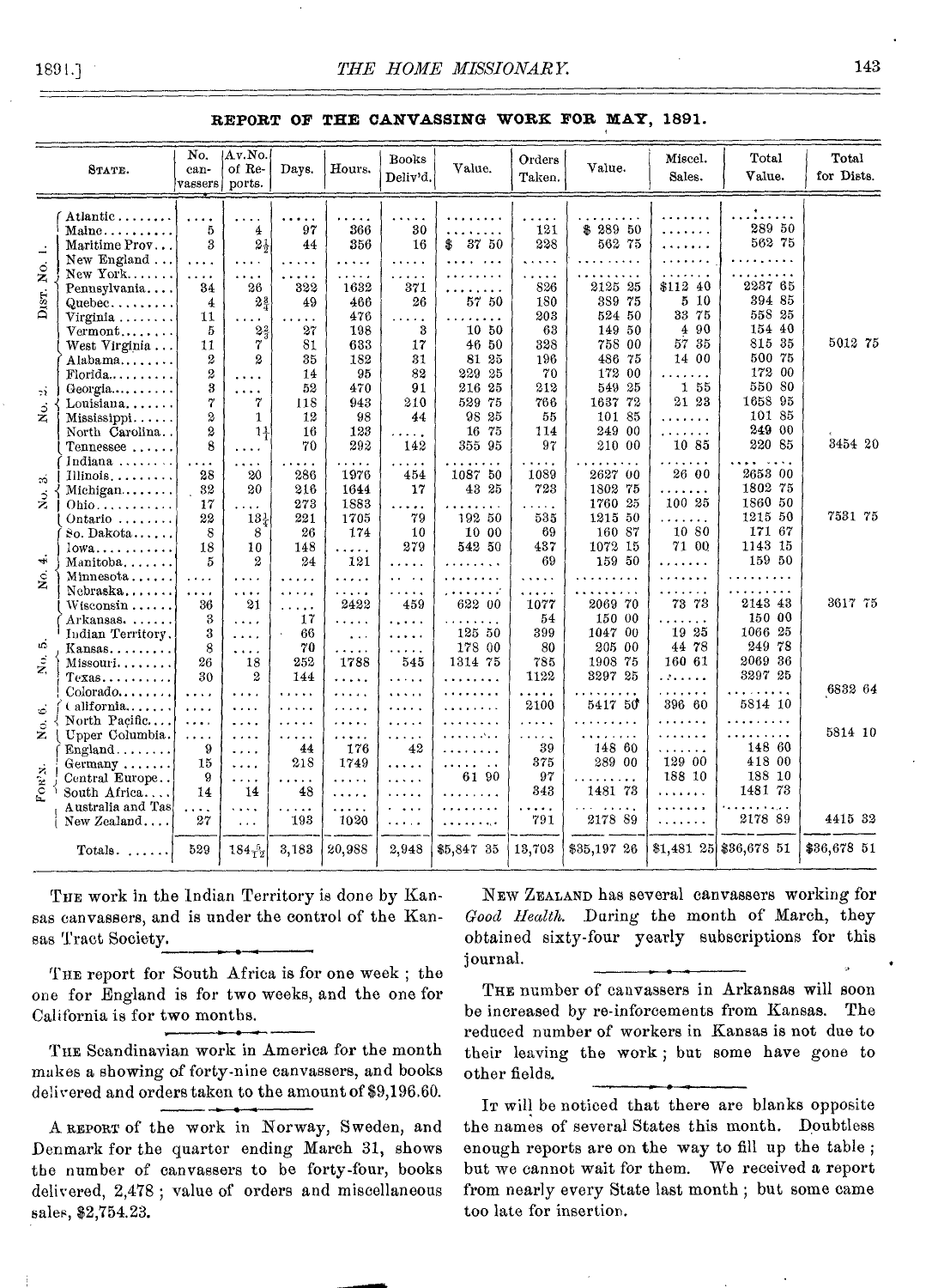## REPORT OF THE CANVASSING WORK FOR MAY, 1891.

| | State. | No. canvassers | Av. No. of Reports. | Days. | Hours. | Books Deliv'd. | Value. | Orders Taken. | Value. | Miscel. Sales. | Total Value. | Total for Dists. |
|---|---|---|---|---|---|---|---|---|---|---|---|---|
| Dist. No. 1. | Atlantic | .... | .... | ..... | ..... | ..... | ........ | ..... | ......... | ....... | ......... | |
| | Maine | 5 | 4 | 97 | 366 | 30 | ........ | 121 | $ 289 50 | ....... | 289 50 | |
| | Maritime Prov. | 3 | 2½ | 44 | 356 | 16 | $ 37 50 | 228 | 562 75 | ....... | 562 75 | |
| | New England | .... | .... | ..... | ..... | ..... | ........ | ..... | ......... | ....... | ......... | |
| | New York | .... | .... | ..... | ..... | ..... | ........ | ..... | ......... | ....... | ......... | |
| | Pennsylvania | 34 | 26 | 322 | 1632 | 371 | ........ | 826 | 2125 25 | $112 40 | 2237 65 | |
| | Quebec | 4 | 2¾ | 49 | 466 | 26 | 57 50 | 180 | 389 75 | 5 10 | 394 85 | |
| | Virginia | 11 | .... | ..... | 476 | ..... | ........ | 203 | 524 50 | 33 75 | 558 25 | |
| | Vermont | 5 | 2⅔ | 27 | 198 | 3 | 10 50 | 63 | 149 50 | 4 90 | 154 40 | |
| | West Virginia | 11 | 7 | 81 | 633 | 17 | 46 50 | 328 | 758 00 | 57 35 | 815 35 | 5012 75 |
| No. 2. | Alabama | 2 | 2 | 35 | 182 | 31 | 81 25 | 196 | 486 75 | 14 00 | 500 75 | |
| | Florida | 2 | .... | 14 | 95 | 82 | 229 25 | 70 | 172 00 | ....... | 172 00 | |
| | Georgia | 3 | .... | 52 | 470 | 91 | 216 25 | 212 | 549 25 | 1 55 | 550 80 | |
| | Louisiana | 7 | 7 | 118 | 943 | 210 | 529 75 | 766 | 1637 72 | 21 23 | 1658 95 | |
| | Mississippi | 2 | 1 | 12 | 98 | 44 | 98 25 | 55 | 101 85 | ....... | 101 85 | |
| | North Carolina | 2 | 1¼ | 16 | 123 | ..... | 16 75 | 114 | 249 00 | ....... | 249 00 | |
| | Tennessee | 8 | .... | 70 | 292 | 142 | 355 95 | 97 | 210 00 | 10 85 | 220 85 | 3454 20 |
| No. 3. | Indiana | .... | .... | ..... | ..... | ..... | ........ | ..... | ......... | ....... | ......... | |
| | Illinois | 28 | 20 | 286 | 1976 | 454 | 1087 50 | 1089 | 2627 00 | 26 00 | 2653 00 | |
| | Michigan | 32 | 20 | 216 | 1644 | 17 | 43 25 | 723 | 1802 75 | ....... | 1802 75 | |
| | Ohio | 17 | .... | 273 | 1883 | ..... | ........ | ..... | 1760 25 | 100 25 | 1860 50 | |
| | Ontario | 22 | 13¼ | 221 | 1705 | 79 | 192 50 | 535 | 1215 50 | ....... | 1215 50 | 7531 75 |
| No. 4. | So. Dakota | 8 | 8 | 26 | 174 | 10 | 10 00 | 69 | 160 87 | 10 80 | 171 67 | |
| | Iowa | 18 | 10 | 148 | ..... | 279 | 542 50 | 437 | 1072 15 | 71 00 | 1143 15 | |
| | Manitoba | 5 | 2 | 24 | 121 | ..... | ........ | 69 | 159 50 | ....... | 159 50 | |
| | Minnesota | .... | .... | ..... | ..... | ..... | ........ | ..... | ......... | ....... | ......... | |
| | Nebraska | .... | .... | ..... | ..... | ..... | ........ | ..... | ......... | ....... | ......... | |
| | Wisconsin | 36 | 21 | ..... | 2422 | 459 | 622 00 | 1077 | 2069 70 | 73 73 | 2143 43 | 3617 75 |
| No. 5. | Arkansas | 3 | .... | 17 | ..... | ..... | ........ | 54 | 150 00 | ....... | 150 00 | |
| | Indian Territory | 3 | .... | 66 | ... | ..... | 125 50 | 399 | 1047 00 | 19 25 | 1066 25 | |
| | Kansas | 8 | .... | 70 | ..... | ..... | 178 00 | 80 | 205 00 | 44 78 | 249 78 | |
| | Missouri | 26 | 18 | 252 | 1788 | 545 | 1314 75 | 785 | 1908 75 | 160 61 | 2069 36 | |
| | Texas | 30 | 2 | 144 | ..... | ..... | ........ | 1122 | 3297 25 | ....... | 3297 25 | |
| | Colorado | .... | .... | ..... | ..... | ..... | ........ | ..... | ......... | ....... | ......... | 6832 64 |
| No. 6. | California | .... | .... | ..... | ..... | ..... | ........ | 2100 | 5417 50 | 396 60 | 5814 10 | |
| | North Pacific | .... | .... | ..... | ..... | ..... | ........ | ..... | ......... | ....... | ......... | |
| | Upper Columbia | .... | .... | ..... | ..... | ..... | ........ | ..... | ......... | ....... | ......... | 5814 10 |
| For'n. | England | 9 | .... | 44 | 176 | 42 | ........ | 39 | 148 60 | ....... | 148 60 | |
| | Germany | 15 | .... | 218 | 1749 | ..... | ........ | 375 | 289 00 | 129 00 | 418 00 | |
| | Central Europe | 9 | .... | ..... | ..... | ..... | 61 90 | 97 | ......... | 188 10 | 188 10 | |
| | South Africa | 14 | 14 | 48 | ..... | ..... | ........ | 343 | 1481 73 | ....... | 1481 73 | |
| | Australia and Tas | .... | .... | ..... | ..... | ..... | ........ | ..... | ......... | ....... | ......... | |
| | New Zealand | 27 | ... | 193 | 1020 | ..... | ........ | 791 | 2178 89 | ....... | 2178 89 | 4415 32 |
| | Totals. | 529 | 184$\frac{5}{12}$ | 3,183 | 20,988 | 2,948 | $5,847 35 | 13,703 | $35,197 26 | $1,481 25 | $36,678 51 | $36,678 51 |

THE work in the Indian Territory is done by Kansas canvassers, and is under the control of the Kansas Tract Society.

THE report for South Africa is for one week; the one for England is for two weeks, and the one for California is for two months.

THE Scandinavian work in America for the month makes a showing of forty-nine canvassers, and books delivered and orders taken to the amount of $9,196.60.

A REPORT of the work in Norway, Sweden, and Denmark for the quarter ending March 31, shows the number of canvassers to be forty-four, books delivered, 2,478; value of orders and miscellaneous sales, $2,754.23.

NEW ZEALAND has several canvassers working for *Good Health*. During the month of March, they obtained sixty-four yearly subscriptions for this journal.

THE number of canvassers in Arkansas will soon be increased by re-inforcements from Kansas. The reduced number of workers in Kansas is not due to their leaving the work; but some have gone to other fields.

IT will be noticed that there are blanks opposite the names of several States this month. Doubtless enough reports are on the way to fill up the table; but we cannot wait for them. We received a report from nearly every State last month; but some came too late for insertion.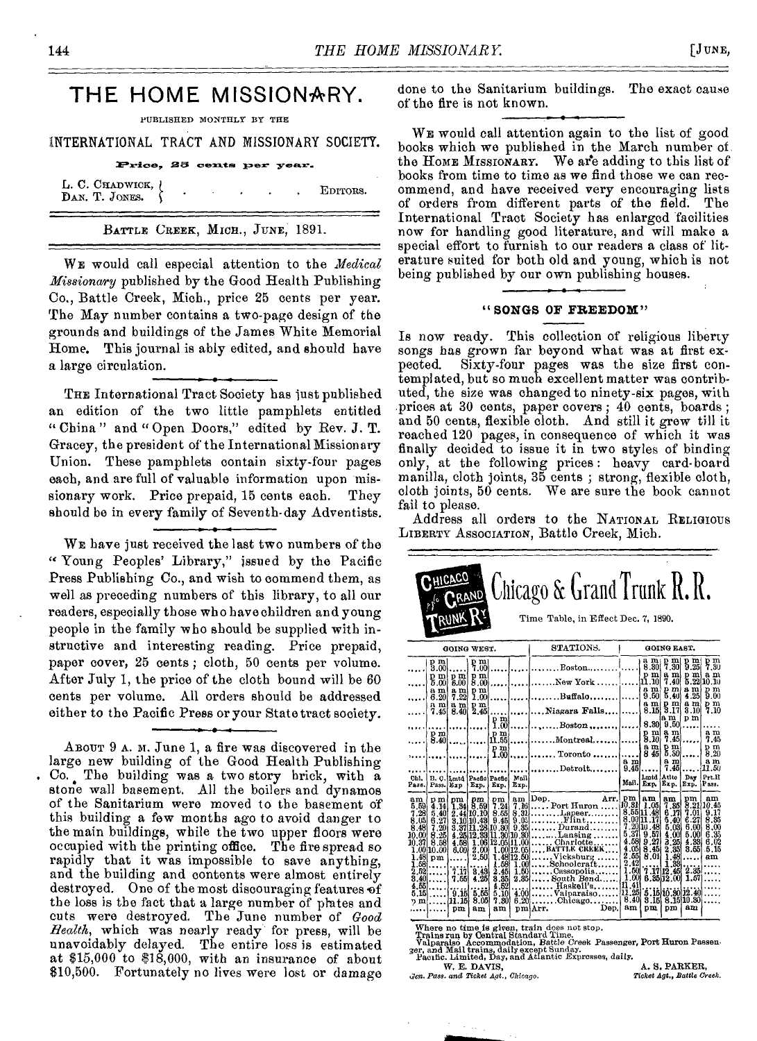# THE HOME MISSIONARY.

PUBLISHED MONTHLY BY THE

INTERNATIONAL TRACT AND MISSIONARY SOCIETY.

**Price, 25 cents per year.**

L. C. CHADWICK, }
DAN. T. JONES. } . . . . . EDITORS.

BATTLE CREEK, MICH., JUNE, 1891.

WE would call especial attention to the *Medical Missionary* published by the Good Health Publishing Co., Battle Creek, Mich., price 25 cents per year. The May number contains a two-page design of the grounds and buildings of the James White Memorial Home. This journal is ably edited, and should have a large circulation.

THE International Tract Society has just published an edition of the two little pamphlets entitled "China" and "Open Doors," edited by Rev. J. T. Gracey, the president of the International Missionary Union. These pamphlets contain sixty-four pages each, and are full of valuable information upon missionary work. Price prepaid, 15 cents each. They should be in every family of Seventh-day Adventists.

WE have just received the last two numbers of the "Young Peoples' Library," issued by the Pacific Press Publishing Co., and wish to commend them, as well as preceding numbers of this library, to all our readers, especially those who have children and young people in the family who should be supplied with instructive and interesting reading. Price prepaid, paper cover, 25 cents; cloth, 50 cents per volume. After July 1, the price of the cloth bound will be 60 cents per volume. All orders should be addressed either to the Pacific Press or your State tract society.

ABOUT 9 A. M. June 1, a fire was discovered in the large new building of the Good Health Publishing Co. The building was a two story brick, with a stone wall basement. All the boilers and dynamos of the Sanitarium were moved to the basement of this building a few months ago to avoid danger to the main buildings, while the two upper floors were occupied with the printing office. The fire spread so rapidly that it was impossible to save anything, and the building and contents were almost entirely destroyed. One of the most discouraging features of the loss is the fact that a large number of plates and cuts were destroyed. The June number of *Good Health*, which was nearly ready for press, will be unavoidably delayed. The entire loss is estimated at $15,000 to $18,000, with an insurance of about $10,500. Fortunately no lives were lost or damage done to the Sanitarium buildings. The exact cause of the fire is not known.

WE would call attention again to the list of good books which we published in the March number of the HOME MISSIONARY. We are adding to this list of books from time to time as we find those we can recommend, and have received very encouraging lists of orders from different parts of the field. The International Tract Society has enlarged facilities now for handling good literature, and will make a special effort to furnish to our readers a class of literature suited for both old and young, which is not being published by our own publishing houses.

## "SONGS OF FREEDOM"

Is now ready. This collection of religious liberty songs has grown far beyond what was at first expected. Sixty-four pages was the size first contemplated, but so much excellent matter was contributed, the size was changed to ninety-six pages, with prices at 30 cents, paper covers; 40 cents, boards; and 50 cents, flexible cloth. And still it grew till it reached 120 pages, in consequence of which it was finally decided to issue it in two styles of binding only, at the following prices: heavy card-board manilla, cloth joints, 35 cents; strong, flexible cloth, cloth joints, 50 cents. We are sure the book cannot fail to please.

Address all orders to the NATIONAL RELIGIOUS LIBERTY ASSOCIATION, Battle Creek, Mich.

# Chicago & Grand Trunk R.R.

Time Table, in Effect Dec. 7, 1890.

| GOING WEST. | | | | | | STATIONS. | GOING EAST. | | | | |
|---|---|---|---|---|---|---|---|---|---|---|---|
| | p m 3.00 | | p m 7.00 | | | Boston | | a m 8.30 | p m 7.30 | p m 9.25 | p m 7.30 |
| | p m 5.00 | p m 6.00 | p m 8.00 | | | New York | | p m 11.10 | a m 7.40 | p m 5.22 | a m 10.10 |
| | a m 6.20 | a m 7.22 | p m 1.00 | | | Buffalo | | p m 9.50 | p m 5.40 | a m 4.25 | p m 9.00 |
| | a m 7.45 | a m 8.40 | p m 2.45 | | | Niagara Falls | | a m 8.15 | p m 3.17 | a m 3.10 | p m 7.10 |
| | | | | p m 1.00 | | Boston | | 8.30 | a m 9.50 | p m | |
| | p m 8.40 | | | p m 11.55 | | Montreal | | p m 8.10 | a m 7.45 | | a m 7.45 |
| | | | | p m 1.00 | | Toronto | | a m 8 45 | p m 5.30 | | p m 8.20 |
| | | | | | | Detroit | a m 9.45 | | a m 7.45 | | a m 11.50 |
| Chi. Pass. | B. C. Pass. | Lmtd Exp. | Pacific Exp. | Pacific Exp. | Mail Exp. | | Mail. | Lmtd Exp. | Atl'tc Exp. | Day Exp. | Pt. H Pass. |
| am 5.59 | pm 4.14 | pm 1.34 | pm 8.59 | pm 7.28 | am 7.16 | Dep. ..... Port Huron ..... Arr. | pm 10.31 | am 1.05 | am 7.35 | pm 8.21 | am 10.45 |
| 7.28 | 5.40 | 2.44 | 10.10 | 8.55 | 8.31 | Lapeer | 8.55 | 11.48 | 6.17 | 7.01 | 9.17 |
| 8.05 | 6.27 | 3.10 | 10.48 | 9.45 | 9.05 | Flint | 8.00 | 11.17 | 5.40 | 6.27 | 8.35 |
| 8.48 | 7.20 | 3.37 | 11.28 | 10.30 | 9.35 | Durand | 7.20 | 10.48 | 5.03 | 6.00 | 8.00 |
| 10.00 | 8.25 | 4.25 | 12.33 | 11.30 | 10.30 | Lansing | 5.37 | 9.57 | 4.00 | 5.00 | 6.35 |
| 10.37 | 8.58 | 4.58 | 1.06 | 12.05 | 11.00 | Charlotte | 4.58 | 9.27 | 3.25 | 4.33 | 6.02 |
| 1.00 | 10.00 | 6.00 | 2.00 | 1.00 | 12.05 | BATTLE CREEK | 4.05 | 8.45 | 2.35 | 3.55 | 5.15 |
| 1.48 | pm | | 2.50 | 1.48 | 12.50 | Vicksburg | 2.55 | 8.01 | 1.48 | | am |
| 1.58 | | | | 1.58 | 1.00 | Schoolcraft | 2.42 | | 1.39 | | |
| 2.52 | | 7.17 | 3.48 | 2.45 | 1.50 | Cassopolis | 1.50 | 7.17 | 12.45 | 2.35 | |
| 3.40 | | 7.56 | 4.25 | 3.35 | 2.35 | South Bend | 1.00 | 6.35 | 12.00 | 1.57 | |
| 4.55 | | | | 4.52 | | Haskell's | 11.41 | | | | |
| 5.16 | | 9.15 | 5.55 | 5.10 | 4.00 | Valparaiso | 11.25 | 5.15 | 10.30 | 12.40 | |
| 7 m | | 11.15 | 8.05 | 7.30 | 6.20 | Chicago | 8.40 | 3.15 | 8.15 | 10.30 | |
| | | pm | am | am | pm | Arr. ..... Dep. | am | pm | pm | am | |

Where no time is given, train does not stop.
Trains run by Central Standard Time.
Valparaiso Accommodation, Battle Creek Passenger, Port Huron Passenger, and Mail trains, daily except Sunday.
Pacific, Limited, Day, and Atlantic Expresses, daily.

W. E. DAVIS, *Gen. Pass. and Ticket Agt., Chicago.*

A. S. PARKER, *Ticket Agt., Battle Creek.*